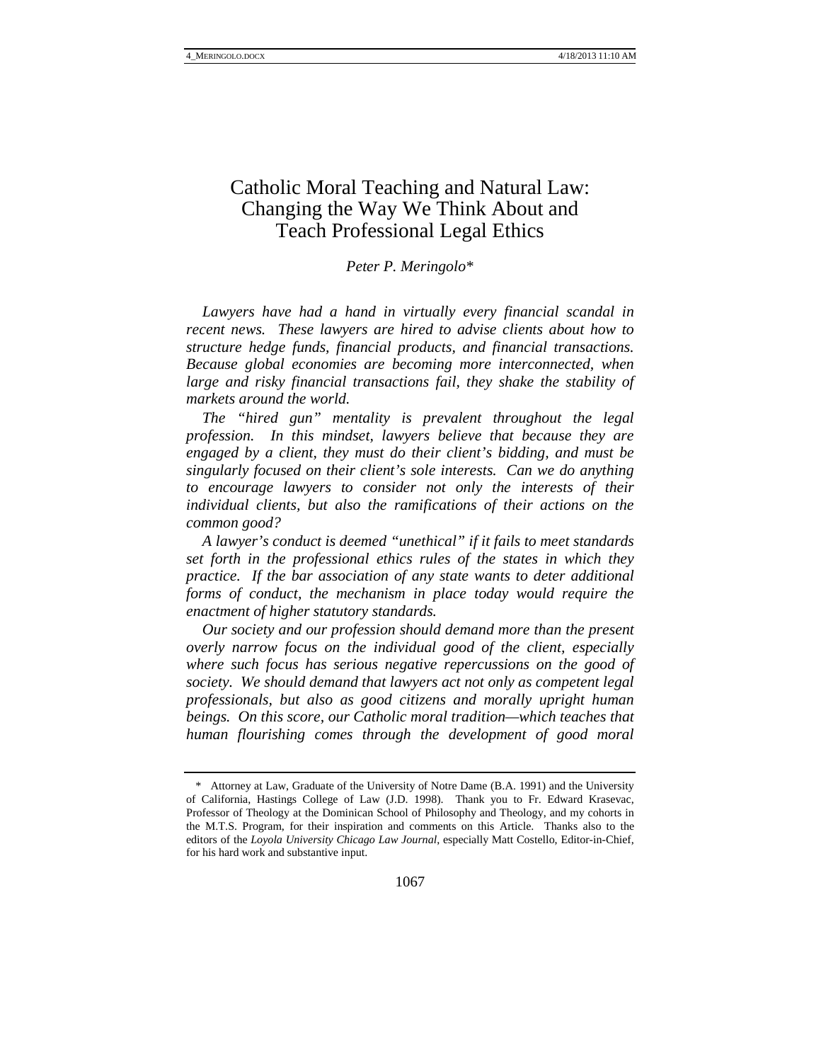# Catholic Moral Teaching and Natural Law: Changing the Way We Think About and Teach Professional Legal Ethics

*Peter P. Meringolo**

*Lawyers have had a hand in virtually every financial scandal in recent news. These lawyers are hired to advise clients about how to structure hedge funds, financial products, and financial transactions. Because global economies are becoming more interconnected, when large and risky financial transactions fail, they shake the stability of markets around the world.*

*The "hired gun" mentality is prevalent throughout the legal profession. In this mindset, lawyers believe that because they are engaged by a client, they must do their client's bidding, and must be singularly focused on their client's sole interests. Can we do anything to encourage lawyers to consider not only the interests of their individual clients, but also the ramifications of their actions on the common good?*

*A lawyer's conduct is deemed "unethical" if it fails to meet standards set forth in the professional ethics rules of the states in which they practice. If the bar association of any state wants to deter additional forms of conduct, the mechanism in place today would require the enactment of higher statutory standards.*

*Our society and our profession should demand more than the present overly narrow focus on the individual good of the client, especially where such focus has serious negative repercussions on the good of society. We should demand that lawyers act not only as competent legal professionals, but also as good citizens and morally upright human beings. On this score, our Catholic moral tradition—which teaches that human flourishing comes through the development of good moral*

---

\* Attorney at Law, Graduate of the University of Notre Dame (B.A. 1991) and the University of California, Hastings College of Law (J.D. 1998). Thank you to Fr. Edward Krasevac, Professor of Theology at the Dominican School of Philosophy and Theology, and my cohorts in the M.T.S. Program, for their inspiration and comments on this Article. Thanks also to the editors of the *Loyola University Chicago Law Journal*, especially Matt Costello, Editor-in-Chief, for his hard work and substantive input.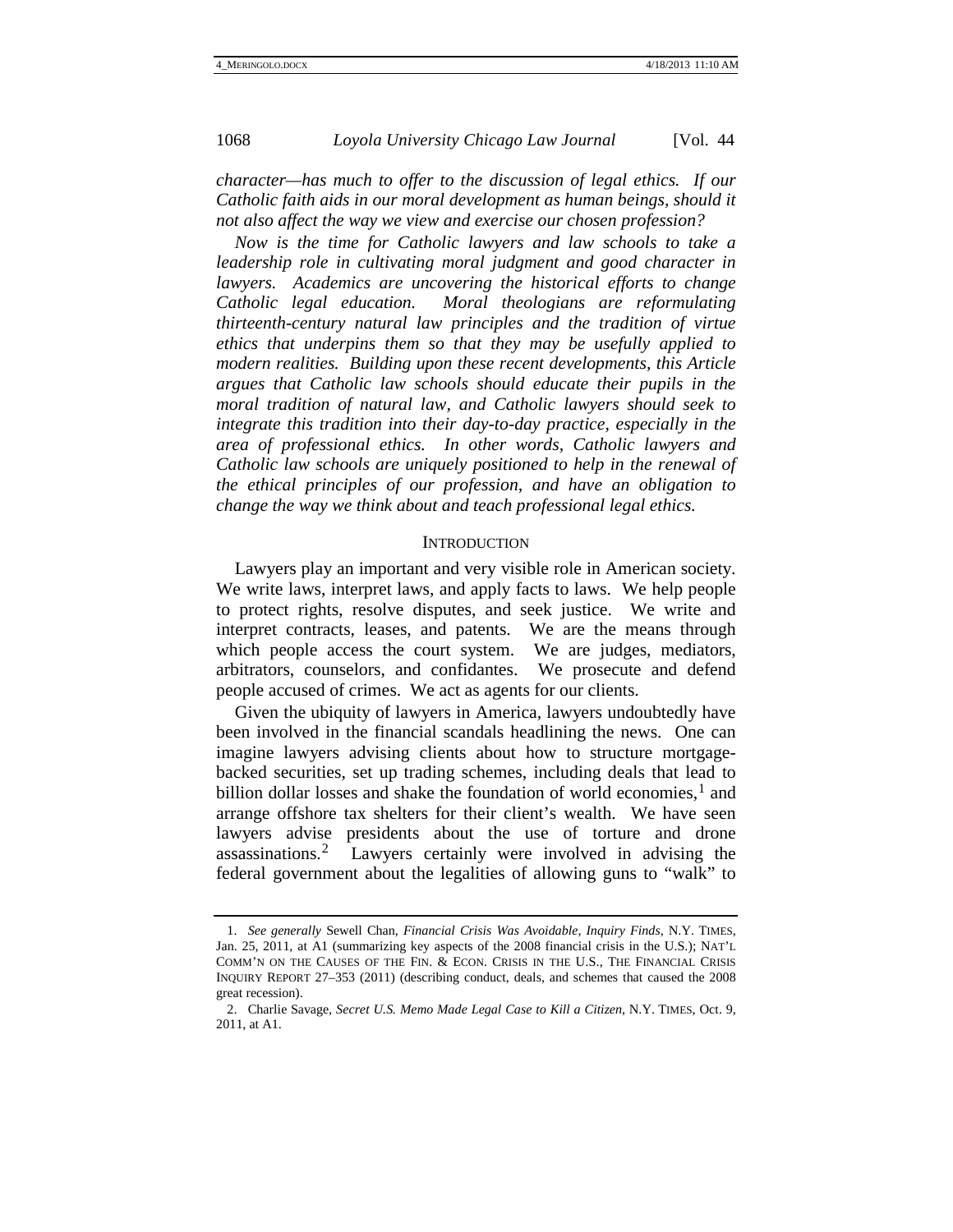*character—has much to offer to the discussion of legal ethics. If our Catholic faith aids in our moral development as human beings, should it not also affect the way we view and exercise our chosen profession?*

*Now is the time for Catholic lawyers and law schools to take a leadership role in cultivating moral judgment and good character in lawyers. Academics are uncovering the historical efforts to change Catholic legal education. Moral theologians are reformulating thirteenth-century natural law principles and the tradition of virtue ethics that underpins them so that they may be usefully applied to modern realities. Building upon these recent developments, this Article argues that Catholic law schools should educate their pupils in the moral tradition of natural law, and Catholic lawyers should seek to integrate this tradition into their day-to-day practice, especially in the area of professional ethics. In other words, Catholic lawyers and Catholic law schools are uniquely positioned to help in the renewal of the ethical principles of our profession, and have an obligation to change the way we think about and teach professional legal ethics.*

## INTRODUCTION

Lawyers play an important and very visible role in American society. We write laws, interpret laws, and apply facts to laws. We help people to protect rights, resolve disputes, and seek justice. We write and interpret contracts, leases, and patents. We are the means through which people access the court system. We are judges, mediators, arbitrators, counselors, and confidantes. We prosecute and defend people accused of crimes. We act as agents for our clients.

Given the ubiquity of lawyers in America, lawyers undoubtedly have been involved in the financial scandals headlining the news. One can imagine lawyers advising clients about how to structure mortgage-backed securities, set up trading schemes, including deals that lead to billion dollar losses and shake the foundation of world economies,[1] and arrange offshore tax shelters for their client's wealth. We have seen lawyers advise presidents about the use of torture and drone assassinations.[2] Lawyers certainly were involved in advising the federal government about the legalities of allowing guns to "walk" to

---

1. *See generally* Sewell Chan, *Financial Crisis Was Avoidable, Inquiry Finds*, N.Y. TIMES, Jan. 25, 2011, at A1 (summarizing key aspects of the 2008 financial crisis in the U.S.); NAT'L COMM'N ON THE CAUSES OF THE FIN. & ECON. CRISIS IN THE U.S., THE FINANCIAL CRISIS INQUIRY REPORT 27–353 (2011) (describing conduct, deals, and schemes that caused the 2008 great recession).

2. Charlie Savage, *Secret U.S. Memo Made Legal Case to Kill a Citizen*, N.Y. TIMES, Oct. 9, 2011, at A1.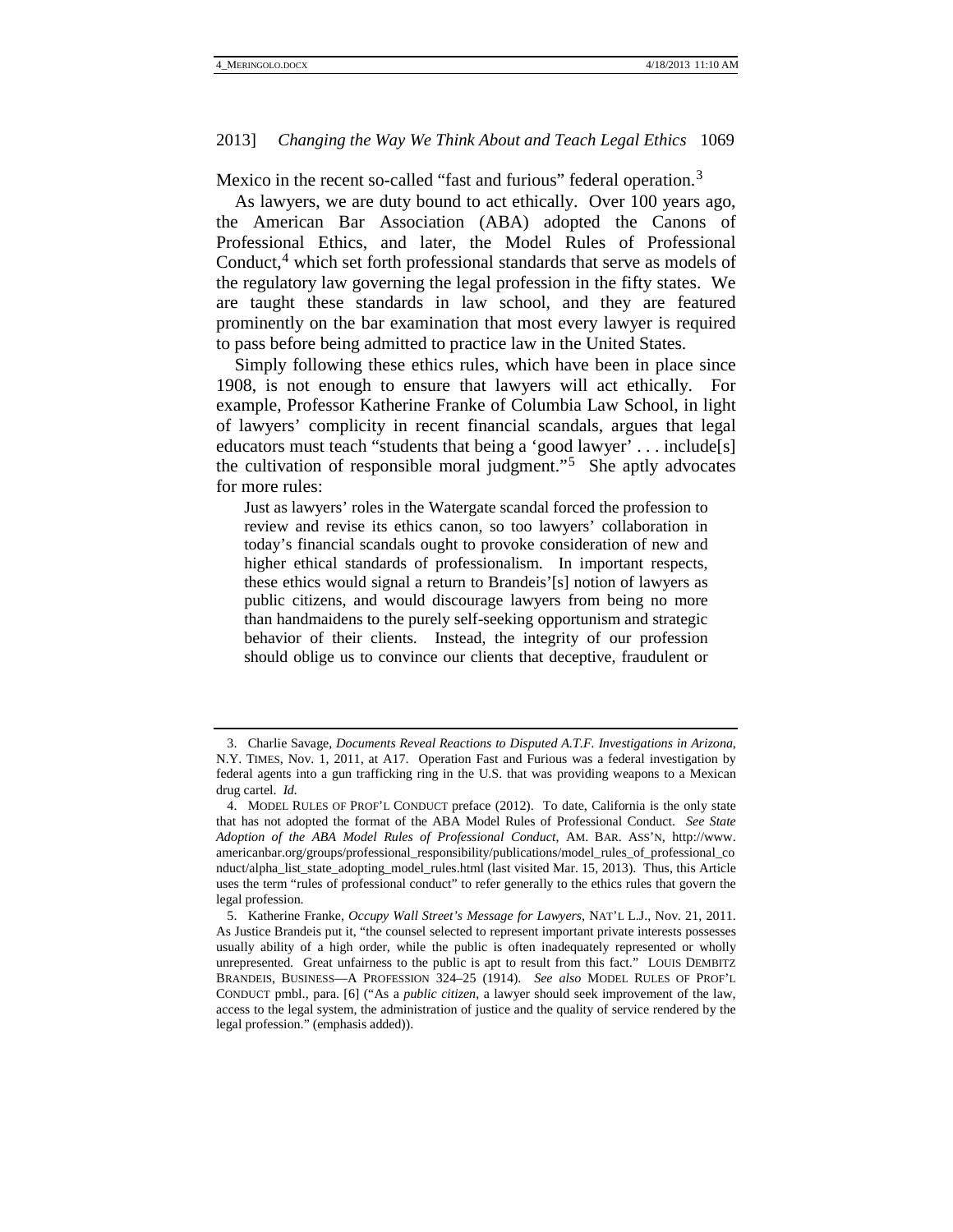Mexico in the recent so-called "fast and furious" federal operation.[3]

As lawyers, we are duty bound to act ethically. Over 100 years ago, the American Bar Association (ABA) adopted the Canons of Professional Ethics, and later, the Model Rules of Professional Conduct,[4] which set forth professional standards that serve as models of the regulatory law governing the legal profession in the fifty states. We are taught these standards in law school, and they are featured prominently on the bar examination that most every lawyer is required to pass before being admitted to practice law in the United States.

Simply following these ethics rules, which have been in place since 1908, is not enough to ensure that lawyers will act ethically. For example, Professor Katherine Franke of Columbia Law School, in light of lawyers' complicity in recent financial scandals, argues that legal educators must teach "students that being a 'good lawyer' . . . include[s] the cultivation of responsible moral judgment."[5] She aptly advocates for more rules:

> Just as lawyers' roles in the Watergate scandal forced the profession to review and revise its ethics canon, so too lawyers' collaboration in today's financial scandals ought to provoke consideration of new and higher ethical standards of professionalism. In important respects, these ethics would signal a return to Brandeis'[s] notion of lawyers as public citizens, and would discourage lawyers from being no more than handmaidens to the purely self-seeking opportunism and strategic behavior of their clients. Instead, the integrity of our profession should oblige us to convince our clients that deceptive, fraudulent or

---

3. Charlie Savage, *Documents Reveal Reactions to Disputed A.T.F. Investigations in Arizona*, N.Y. TIMES, Nov. 1, 2011, at A17. Operation Fast and Furious was a federal investigation by federal agents into a gun trafficking ring in the U.S. that was providing weapons to a Mexican drug cartel. *Id.*

4. MODEL RULES OF PROF'L CONDUCT preface (2012). To date, California is the only state that has not adopted the format of the ABA Model Rules of Professional Conduct. *See State Adoption of the ABA Model Rules of Professional Conduct*, AM. BAR. ASS'N, http://www.americanbar.org/groups/professional_responsibility/publications/model_rules_of_professional_conduct/alpha_list_state_adopting_model_rules.html (last visited Mar. 15, 2013). Thus, this Article uses the term "rules of professional conduct" to refer generally to the ethics rules that govern the legal profession.

5. Katherine Franke, *Occupy Wall Street's Message for Lawyers*, NAT'L L.J., Nov. 21, 2011. As Justice Brandeis put it, "the counsel selected to represent important private interests possesses usually ability of a high order, while the public is often inadequately represented or wholly unrepresented. Great unfairness to the public is apt to result from this fact." LOUIS DEMBITZ BRANDEIS, BUSINESS—A PROFESSION 324–25 (1914). *See also* MODEL RULES OF PROF'L CONDUCT pmbl., para. [6] ("As a *public citizen*, a lawyer should seek improvement of the law, access to the legal system, the administration of justice and the quality of service rendered by the legal profession." (emphasis added)).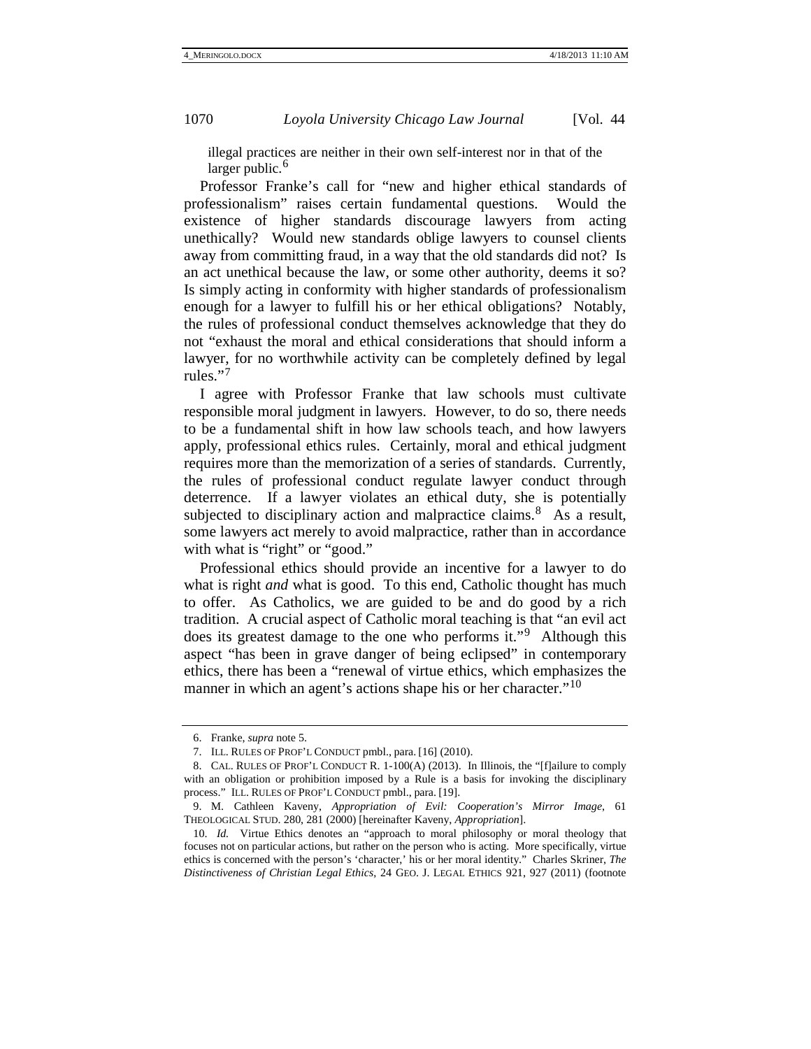> illegal practices are neither in their own self-interest nor in that of the larger public.[6]

Professor Franke's call for "new and higher ethical standards of professionalism" raises certain fundamental questions. Would the existence of higher standards discourage lawyers from acting unethically? Would new standards oblige lawyers to counsel clients away from committing fraud, in a way that the old standards did not? Is an act unethical because the law, or some other authority, deems it so? Is simply acting in conformity with higher standards of professionalism enough for a lawyer to fulfill his or her ethical obligations? Notably, the rules of professional conduct themselves acknowledge that they do not "exhaust the moral and ethical considerations that should inform a lawyer, for no worthwhile activity can be completely defined by legal rules."[7]

I agree with Professor Franke that law schools must cultivate responsible moral judgment in lawyers. However, to do so, there needs to be a fundamental shift in how law schools teach, and how lawyers apply, professional ethics rules. Certainly, moral and ethical judgment requires more than the memorization of a series of standards. Currently, the rules of professional conduct regulate lawyer conduct through deterrence. If a lawyer violates an ethical duty, she is potentially subjected to disciplinary action and malpractice claims.[8] As a result, some lawyers act merely to avoid malpractice, rather than in accordance with what is "right" or "good."

Professional ethics should provide an incentive for a lawyer to do what is right *and* what is good. To this end, Catholic thought has much to offer. As Catholics, we are guided to be and do good by a rich tradition. A crucial aspect of Catholic moral teaching is that "an evil act does its greatest damage to the one who performs it."[9] Although this aspect "has been in grave danger of being eclipsed" in contemporary ethics, there has been a "renewal of virtue ethics, which emphasizes the manner in which an agent's actions shape his or her character."[10]

---

6. Franke, *supra* note 5.

7. ILL. RULES OF PROF'L CONDUCT pmbl., para. [16] (2010).

8. CAL. RULES OF PROF'L CONDUCT R. 1-100(A) (2013). In Illinois, the "[f]ailure to comply with an obligation or prohibition imposed by a Rule is a basis for invoking the disciplinary process." ILL. RULES OF PROF'L CONDUCT pmbl., para. [19].

9. M. Cathleen Kaveny, *Appropriation of Evil: Cooperation's Mirror Image*, 61 THEOLOGICAL STUD. 280, 281 (2000) [hereinafter Kaveny, *Appropriation*].

10. *Id.* Virtue Ethics denotes an "approach to moral philosophy or moral theology that focuses not on particular actions, but rather on the person who is acting. More specifically, virtue ethics is concerned with the person's 'character,' his or her moral identity." Charles Skriner, *The Distinctiveness of Christian Legal Ethics*, 24 GEO. J. LEGAL ETHICS 921, 927 (2011) (footnote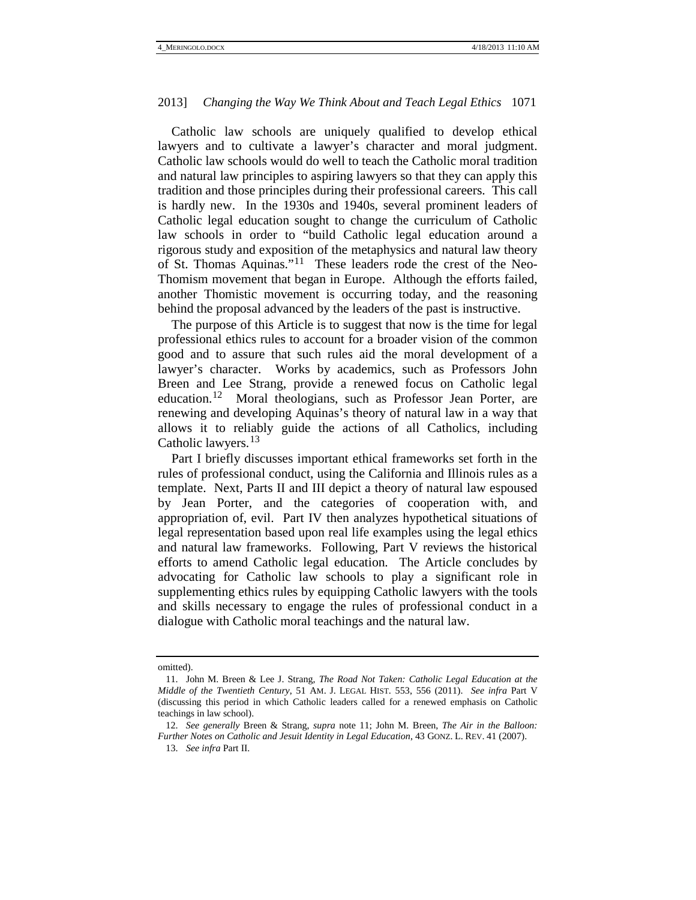Catholic law schools are uniquely qualified to develop ethical lawyers and to cultivate a lawyer's character and moral judgment. Catholic law schools would do well to teach the Catholic moral tradition and natural law principles to aspiring lawyers so that they can apply this tradition and those principles during their professional careers. This call is hardly new. In the 1930s and 1940s, several prominent leaders of Catholic legal education sought to change the curriculum of Catholic law schools in order to "build Catholic legal education around a rigorous study and exposition of the metaphysics and natural law theory of St. Thomas Aquinas."[11] These leaders rode the crest of the Neo-Thomism movement that began in Europe. Although the efforts failed, another Thomistic movement is occurring today, and the reasoning behind the proposal advanced by the leaders of the past is instructive.

The purpose of this Article is to suggest that now is the time for legal professional ethics rules to account for a broader vision of the common good and to assure that such rules aid the moral development of a lawyer's character. Works by academics, such as Professors John Breen and Lee Strang, provide a renewed focus on Catholic legal education.[12] Moral theologians, such as Professor Jean Porter, are renewing and developing Aquinas's theory of natural law in a way that allows it to reliably guide the actions of all Catholics, including Catholic lawyers.[13]

Part I briefly discusses important ethical frameworks set forth in the rules of professional conduct, using the California and Illinois rules as a template. Next, Parts II and III depict a theory of natural law espoused by Jean Porter, and the categories of cooperation with, and appropriation of, evil. Part IV then analyzes hypothetical situations of legal representation based upon real life examples using the legal ethics and natural law frameworks. Following, Part V reviews the historical efforts to amend Catholic legal education. The Article concludes by advocating for Catholic law schools to play a significant role in supplementing ethics rules by equipping Catholic lawyers with the tools and skills necessary to engage the rules of professional conduct in a dialogue with Catholic moral teachings and the natural law.

---

omitted).

11. John M. Breen & Lee J. Strang, *The Road Not Taken: Catholic Legal Education at the Middle of the Twentieth Century*, 51 AM. J. LEGAL HIST. 553, 556 (2011). *See infra* Part V (discussing this period in which Catholic leaders called for a renewed emphasis on Catholic teachings in law school).

12. *See generally* Breen & Strang, *supra* note 11; John M. Breen, *The Air in the Balloon: Further Notes on Catholic and Jesuit Identity in Legal Education*, 43 GONZ. L. REV. 41 (2007).

13. *See infra* Part II.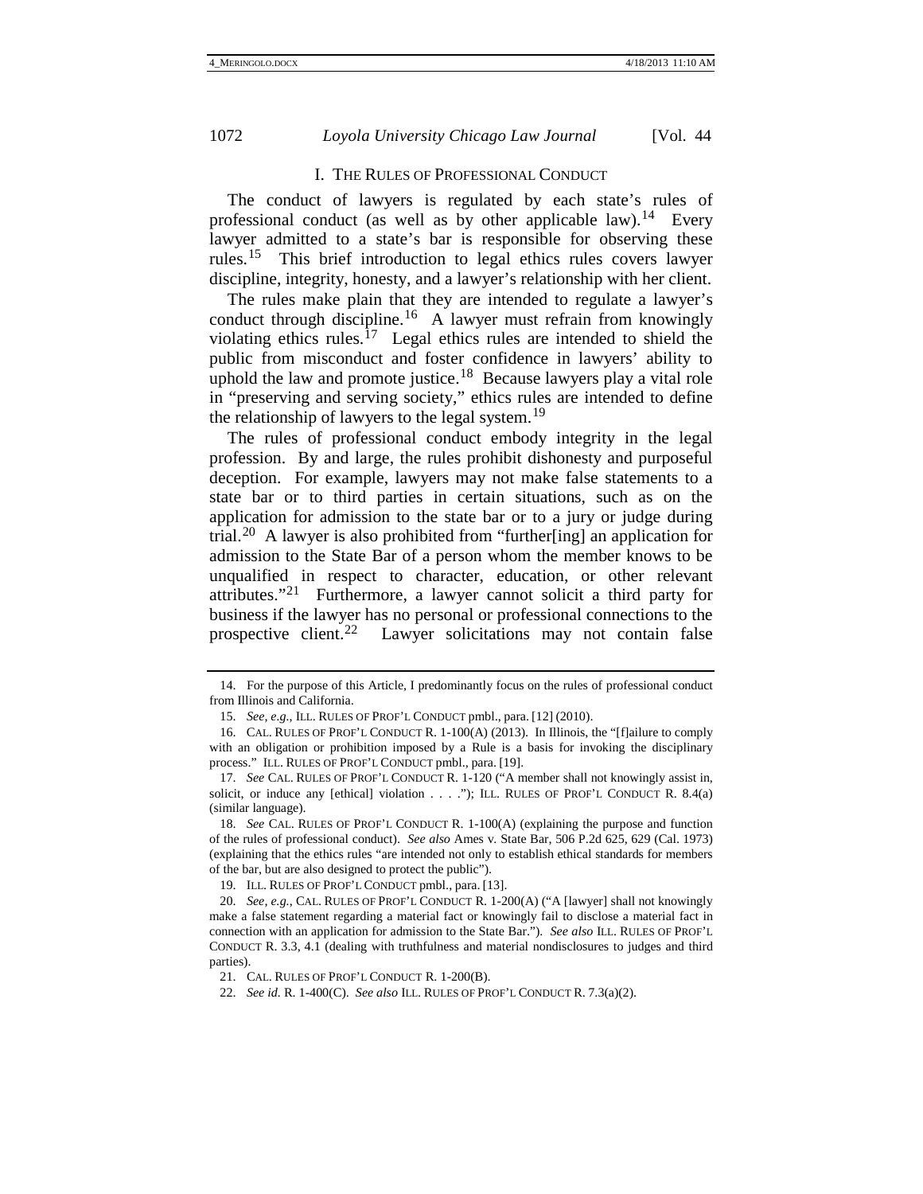## I. The Rules of Professional Conduct

The conduct of lawyers is regulated by each state's rules of professional conduct (as well as by other applicable law).[14] Every lawyer admitted to a state's bar is responsible for observing these rules.[15] This brief introduction to legal ethics rules covers lawyer discipline, integrity, honesty, and a lawyer's relationship with her client.

The rules make plain that they are intended to regulate a lawyer's conduct through discipline.[16] A lawyer must refrain from knowingly violating ethics rules.[17] Legal ethics rules are intended to shield the public from misconduct and foster confidence in lawyers' ability to uphold the law and promote justice.[18] Because lawyers play a vital role in "preserving and serving society," ethics rules are intended to define the relationship of lawyers to the legal system.[19]

The rules of professional conduct embody integrity in the legal profession. By and large, the rules prohibit dishonesty and purposeful deception. For example, lawyers may not make false statements to a state bar or to third parties in certain situations, such as on the application for admission to the state bar or to a jury or judge during trial.[20] A lawyer is also prohibited from "further[ing] an application for admission to the State Bar of a person whom the member knows to be unqualified in respect to character, education, or other relevant attributes."[21] Furthermore, a lawyer cannot solicit a third party for business if the lawyer has no personal or professional connections to the prospective client.[22] Lawyer solicitations may not contain false

---

14. For the purpose of this Article, I predominantly focus on the rules of professional conduct from Illinois and California.

15. *See, e.g.*, ILL. RULES OF PROF'L CONDUCT pmbl., para. [12] (2010).

16. CAL. RULES OF PROF'L CONDUCT R. 1-100(A) (2013). In Illinois, the "[f]ailure to comply with an obligation or prohibition imposed by a Rule is a basis for invoking the disciplinary process." ILL. RULES OF PROF'L CONDUCT pmbl., para. [19].

17. *See* CAL. RULES OF PROF'L CONDUCT R. 1-120 ("A member shall not knowingly assist in, solicit, or induce any [ethical] violation . . . ."); ILL. RULES OF PROF'L CONDUCT R. 8.4(a) (similar language).

18. *See* CAL. RULES OF PROF'L CONDUCT R. 1-100(A) (explaining the purpose and function of the rules of professional conduct). *See also* Ames v. State Bar, 506 P.2d 625, 629 (Cal. 1973) (explaining that the ethics rules "are intended not only to establish ethical standards for members of the bar, but are also designed to protect the public").

19. ILL. RULES OF PROF'L CONDUCT pmbl., para. [13].

20. *See, e.g.*, CAL. RULES OF PROF'L CONDUCT R. 1-200(A) ("A [lawyer] shall not knowingly make a false statement regarding a material fact or knowingly fail to disclose a material fact in connection with an application for admission to the State Bar."). *See also* ILL. RULES OF PROF'L CONDUCT R. 3.3, 4.1 (dealing with truthfulness and material nondisclosures to judges and third parties).

21. CAL. RULES OF PROF'L CONDUCT R. 1-200(B).

22. *See id.* R. 1-400(C). *See also* ILL. RULES OF PROF'L CONDUCT R. 7.3(a)(2).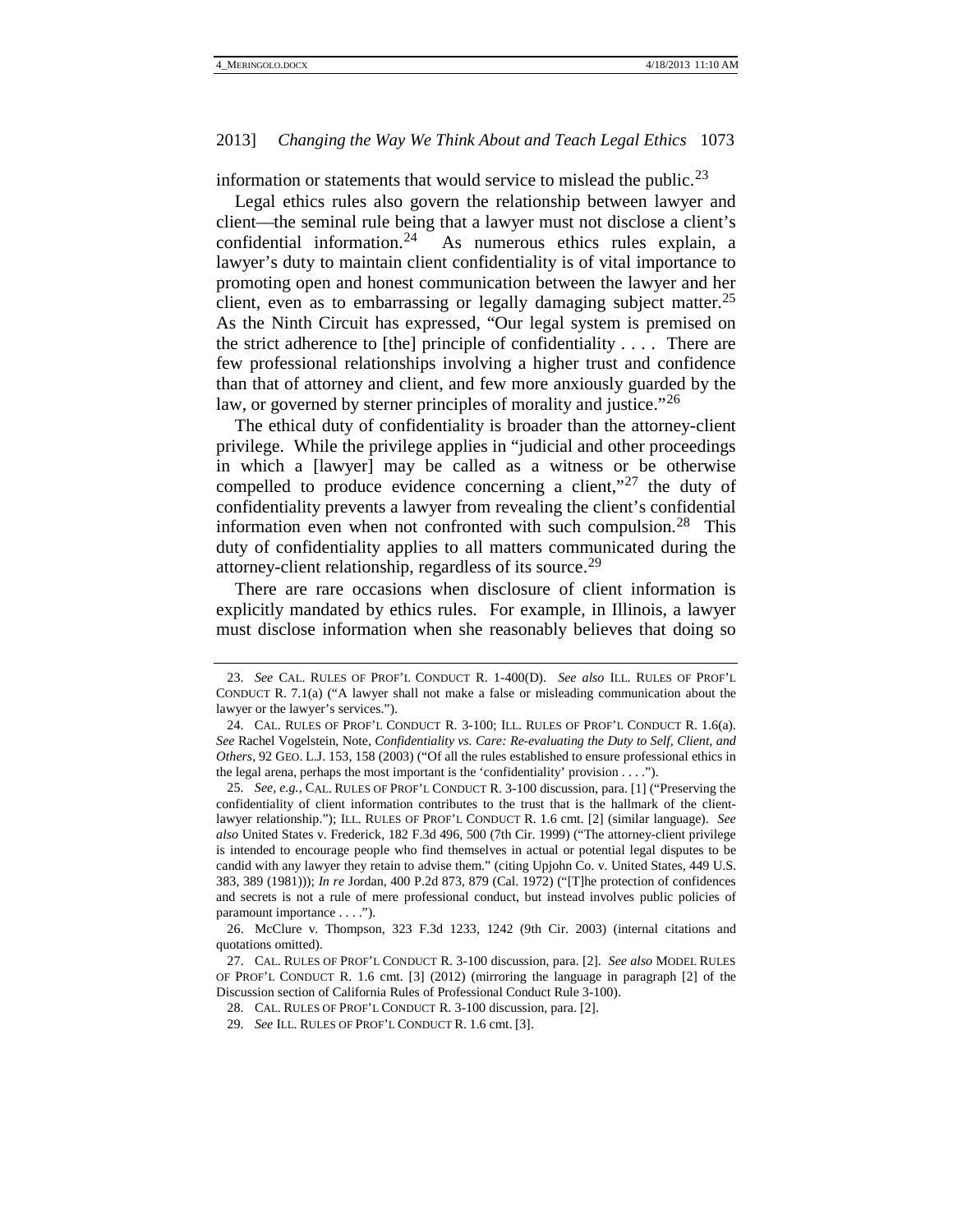information or statements that would service to mislead the public.[23]

Legal ethics rules also govern the relationship between lawyer and client—the seminal rule being that a lawyer must not disclose a client's confidential information.[24] As numerous ethics rules explain, a lawyer's duty to maintain client confidentiality is of vital importance to promoting open and honest communication between the lawyer and her client, even as to embarrassing or legally damaging subject matter.[25] As the Ninth Circuit has expressed, "Our legal system is premised on the strict adherence to [the] principle of confidentiality . . . . There are few professional relationships involving a higher trust and confidence than that of attorney and client, and few more anxiously guarded by the law, or governed by sterner principles of morality and justice."[26]

The ethical duty of confidentiality is broader than the attorney-client privilege. While the privilege applies in "judicial and other proceedings in which a [lawyer] may be called as a witness or be otherwise compelled to produce evidence concerning a client,"[27] the duty of confidentiality prevents a lawyer from revealing the client's confidential information even when not confronted with such compulsion.[28] This duty of confidentiality applies to all matters communicated during the attorney-client relationship, regardless of its source.[29]

There are rare occasions when disclosure of client information is explicitly mandated by ethics rules. For example, in Illinois, a lawyer must disclose information when she reasonably believes that doing so

---

23. *See* CAL. RULES OF PROF'L CONDUCT R. 1-400(D). *See also* ILL. RULES OF PROF'L CONDUCT R. 7.1(a) ("A lawyer shall not make a false or misleading communication about the lawyer or the lawyer's services.").

24. CAL. RULES OF PROF'L CONDUCT R. 3-100; ILL. RULES OF PROF'L CONDUCT R. 1.6(a). *See* Rachel Vogelstein, Note, *Confidentiality vs. Care: Re-evaluating the Duty to Self, Client, and Others*, 92 GEO. L.J. 153, 158 (2003) ("Of all the rules established to ensure professional ethics in the legal arena, perhaps the most important is the 'confidentiality' provision . . . .").

25. *See, e.g.*, CAL. RULES OF PROF'L CONDUCT R. 3-100 discussion, para. [1] ("Preserving the confidentiality of client information contributes to the trust that is the hallmark of the client-lawyer relationship."); ILL. RULES OF PROF'L CONDUCT R. 1.6 cmt. [2] (similar language). *See also* United States v. Frederick, 182 F.3d 496, 500 (7th Cir. 1999) ("The attorney-client privilege is intended to encourage people who find themselves in actual or potential legal disputes to be candid with any lawyer they retain to advise them." (citing Upjohn Co. v. United States, 449 U.S. 383, 389 (1981))); *In re* Jordan, 400 P.2d 873, 879 (Cal. 1972) ("[T]he protection of confidences and secrets is not a rule of mere professional conduct, but instead involves public policies of paramount importance . . . .").

26. McClure v. Thompson, 323 F.3d 1233, 1242 (9th Cir. 2003) (internal citations and quotations omitted).

27. CAL. RULES OF PROF'L CONDUCT R. 3-100 discussion, para. [2]. *See also* MODEL RULES OF PROF'L CONDUCT R. 1.6 cmt. [3] (2012) (mirroring the language in paragraph [2] of the Discussion section of California Rules of Professional Conduct Rule 3-100).

28. CAL. RULES OF PROF'L CONDUCT R. 3-100 discussion, para. [2].

29. *See* ILL. RULES OF PROF'L CONDUCT R. 1.6 cmt. [3].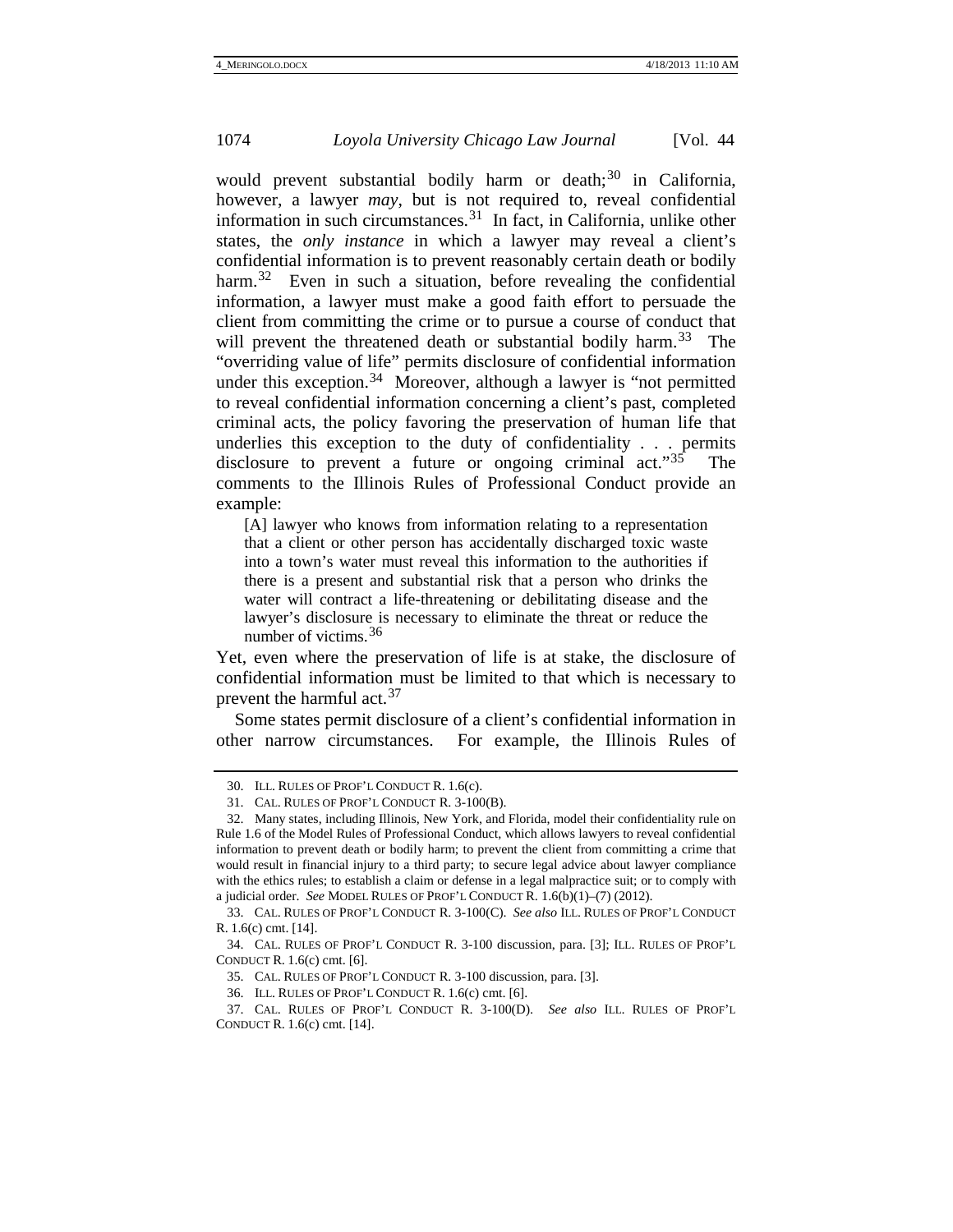would prevent substantial bodily harm or death;[30] in California, however, a lawyer *may*, but is not required to, reveal confidential information in such circumstances.[31] In fact, in California, unlike other states, the *only instance* in which a lawyer may reveal a client's confidential information is to prevent reasonably certain death or bodily harm.[32] Even in such a situation, before revealing the confidential information, a lawyer must make a good faith effort to persuade the client from committing the crime or to pursue a course of conduct that will prevent the threatened death or substantial bodily harm.[33] The "overriding value of life" permits disclosure of confidential information under this exception.[34] Moreover, although a lawyer is "not permitted to reveal confidential information concerning a client's past, completed criminal acts, the policy favoring the preservation of human life that underlies this exception to the duty of confidentiality . . . permits disclosure to prevent a future or ongoing criminal act."[35] The comments to the Illinois Rules of Professional Conduct provide an example:

> [A] lawyer who knows from information relating to a representation that a client or other person has accidentally discharged toxic waste into a town's water must reveal this information to the authorities if there is a present and substantial risk that a person who drinks the water will contract a life-threatening or debilitating disease and the lawyer's disclosure is necessary to eliminate the threat or reduce the number of victims.[36]

Yet, even where the preservation of life is at stake, the disclosure of confidential information must be limited to that which is necessary to prevent the harmful act.[37]

Some states permit disclosure of a client's confidential information in other narrow circumstances. For example, the Illinois Rules of

---

30. ILL. RULES OF PROF'L CONDUCT R. 1.6(c).

31. CAL. RULES OF PROF'L CONDUCT R. 3-100(B).

32. Many states, including Illinois, New York, and Florida, model their confidentiality rule on Rule 1.6 of the Model Rules of Professional Conduct, which allows lawyers to reveal confidential information to prevent death or bodily harm; to prevent the client from committing a crime that would result in financial injury to a third party; to secure legal advice about lawyer compliance with the ethics rules; to establish a claim or defense in a legal malpractice suit; or to comply with a judicial order. *See* MODEL RULES OF PROF'L CONDUCT R. 1.6(b)(1)–(7) (2012).

33. CAL. RULES OF PROF'L CONDUCT R. 3-100(C). *See also* ILL. RULES OF PROF'L CONDUCT R. 1.6(c) cmt. [14].

34. CAL. RULES OF PROF'L CONDUCT R. 3-100 discussion, para. [3]; ILL. RULES OF PROF'L CONDUCT R. 1.6(c) cmt. [6].

35. CAL. RULES OF PROF'L CONDUCT R. 3-100 discussion, para. [3].

36. ILL. RULES OF PROF'L CONDUCT R. 1.6(c) cmt. [6].

37. CAL. RULES OF PROF'L CONDUCT R. 3-100(D). *See also* ILL. RULES OF PROF'L CONDUCT R. 1.6(c) cmt. [14].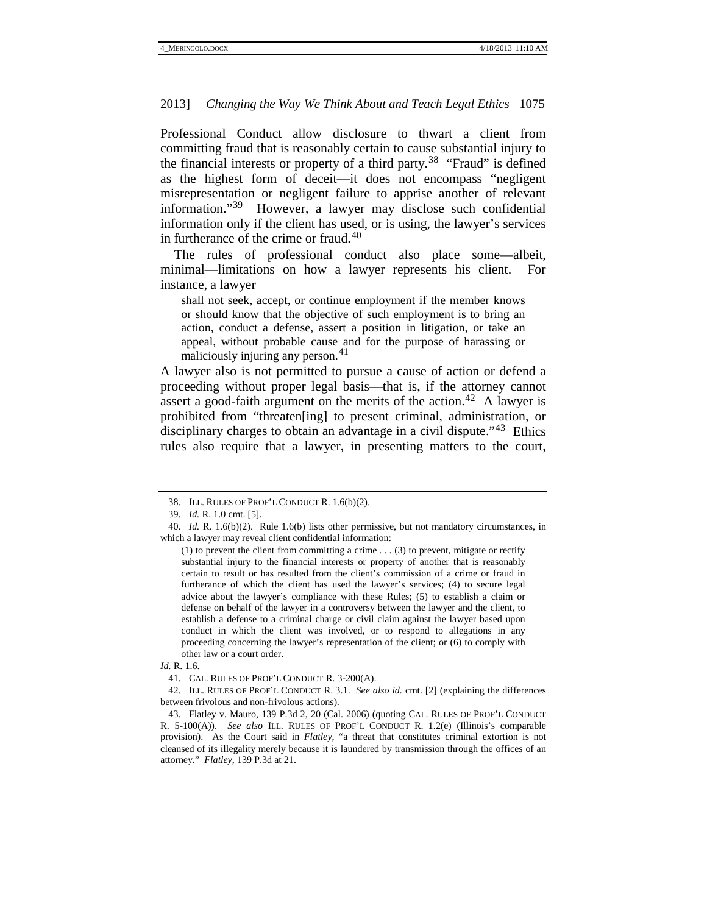Professional Conduct allow disclosure to thwart a client from committing fraud that is reasonably certain to cause substantial injury to the financial interests or property of a third party.[38] "Fraud" is defined as the highest form of deceit—it does not encompass "negligent misrepresentation or negligent failure to apprise another of relevant information."[39] However, a lawyer may disclose such confidential information only if the client has used, or is using, the lawyer's services in furtherance of the crime or fraud.[40]

The rules of professional conduct also place some—albeit, minimal—limitations on how a lawyer represents his client. For instance, a lawyer

> shall not seek, accept, or continue employment if the member knows or should know that the objective of such employment is to bring an action, conduct a defense, assert a position in litigation, or take an appeal, without probable cause and for the purpose of harassing or maliciously injuring any person.[41]

A lawyer also is not permitted to pursue a cause of action or defend a proceeding without proper legal basis—that is, if the attorney cannot assert a good-faith argument on the merits of the action.[42] A lawyer is prohibited from "threaten[ing] to present criminal, administration, or disciplinary charges to obtain an advantage in a civil dispute."[43] Ethics rules also require that a lawyer, in presenting matters to the court,

---

38. ILL. RULES OF PROF'L CONDUCT R. 1.6(b)(2).

39. *Id.* R. 1.0 cmt. [5].

40. *Id.* R. 1.6(b)(2). Rule 1.6(b) lists other permissive, but not mandatory circumstances, in which a lawyer may reveal client confidential information:

> (1) to prevent the client from committing a crime . . . (3) to prevent, mitigate or rectify substantial injury to the financial interests or property of another that is reasonably certain to result or has resulted from the client's commission of a crime or fraud in furtherance of which the client has used the lawyer's services; (4) to secure legal advice about the lawyer's compliance with these Rules; (5) to establish a claim or defense on behalf of the lawyer in a controversy between the lawyer and the client, to establish a defense to a criminal charge or civil claim against the lawyer based upon conduct in which the client was involved, or to respond to allegations in any proceeding concerning the lawyer's representation of the client; or (6) to comply with other law or a court order.

*Id.* R. 1.6.

41. CAL. RULES OF PROF'L CONDUCT R. 3-200(A).

42. ILL. RULES OF PROF'L CONDUCT R. 3.1. *See also id.* cmt. [2] (explaining the differences between frivolous and non-frivolous actions).

43. Flatley v. Mauro, 139 P.3d 2, 20 (Cal. 2006) (quoting CAL. RULES OF PROF'L CONDUCT R. 5-100(A)). *See also* ILL. RULES OF PROF'L CONDUCT R. 1.2(e) (Illinois's comparable provision). As the Court said in *Flatley*, "a threat that constitutes criminal extortion is not cleansed of its illegality merely because it is laundered by transmission through the offices of an attorney." *Flatley*, 139 P.3d at 21.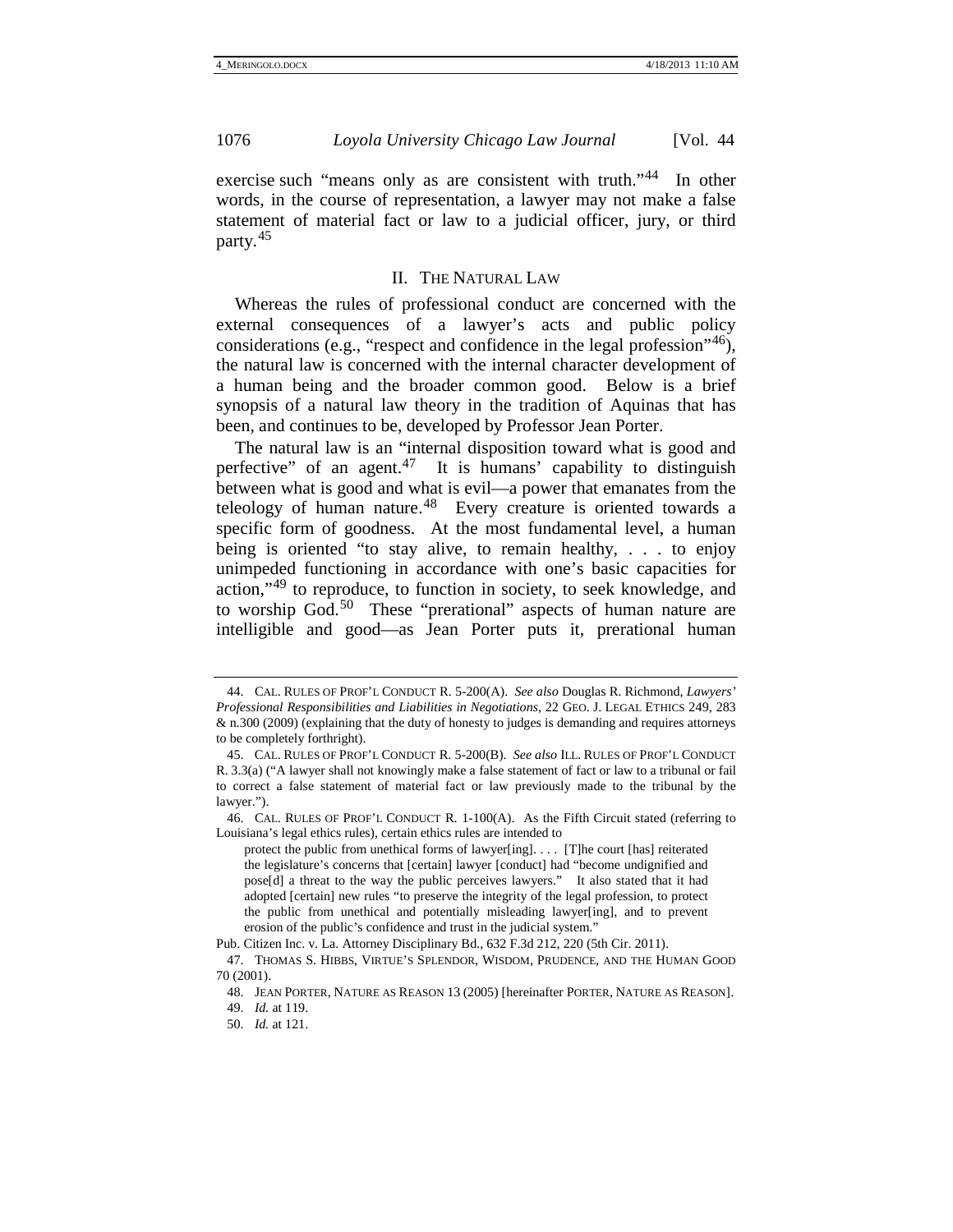exercise such "means only as are consistent with truth."[44] In other words, in the course of representation, a lawyer may not make a false statement of material fact or law to a judicial officer, jury, or third party.[45]

## II. THE NATURAL LAW

Whereas the rules of professional conduct are concerned with the external consequences of a lawyer's acts and public policy considerations (e.g., "respect and confidence in the legal profession"[46]), the natural law is concerned with the internal character development of a human being and the broader common good. Below is a brief synopsis of a natural law theory in the tradition of Aquinas that has been, and continues to be, developed by Professor Jean Porter.

The natural law is an "internal disposition toward what is good and perfective" of an agent.[47] It is humans' capability to distinguish between what is good and what is evil—a power that emanates from the teleology of human nature.[48] Every creature is oriented towards a specific form of goodness. At the most fundamental level, a human being is oriented "to stay alive, to remain healthy, . . . to enjoy unimpeded functioning in accordance with one's basic capacities for action,"[49] to reproduce, to function in society, to seek knowledge, and to worship God.[50] These "prerational" aspects of human nature are intelligible and good—as Jean Porter puts it, prerational human

---

44. CAL. RULES OF PROF'L CONDUCT R. 5-200(A). *See also* Douglas R. Richmond, *Lawyers' Professional Responsibilities and Liabilities in Negotiations*, 22 GEO. J. LEGAL ETHICS 249, 283 & n.300 (2009) (explaining that the duty of honesty to judges is demanding and requires attorneys to be completely forthright).

45. CAL. RULES OF PROF'L CONDUCT R. 5-200(B). *See also* ILL. RULES OF PROF'L CONDUCT R. 3.3(a) ("A lawyer shall not knowingly make a false statement of fact or law to a tribunal or fail to correct a false statement of material fact or law previously made to the tribunal by the lawyer.").

46. CAL. RULES OF PROF'L CONDUCT R. 1-100(A). As the Fifth Circuit stated (referring to Louisiana's legal ethics rules), certain ethics rules are intended to

> protect the public from unethical forms of lawyer[ing]. . . . [T]he court [has] reiterated the legislature's concerns that [certain] lawyer [conduct] had "become undignified and pose[d] a threat to the way the public perceives lawyers." It also stated that it had adopted [certain] new rules "to preserve the integrity of the legal profession, to protect the public from unethical and potentially misleading lawyer[ing], and to prevent erosion of the public's confidence and trust in the judicial system."

Pub. Citizen Inc. v. La. Attorney Disciplinary Bd., 632 F.3d 212, 220 (5th Cir. 2011).

47. THOMAS S. HIBBS, VIRTUE'S SPLENDOR, WISDOM, PRUDENCE, AND THE HUMAN GOOD 70 (2001).

48. JEAN PORTER, NATURE AS REASON 13 (2005) [hereinafter PORTER, NATURE AS REASON].

49. *Id.* at 119.

50. *Id.* at 121.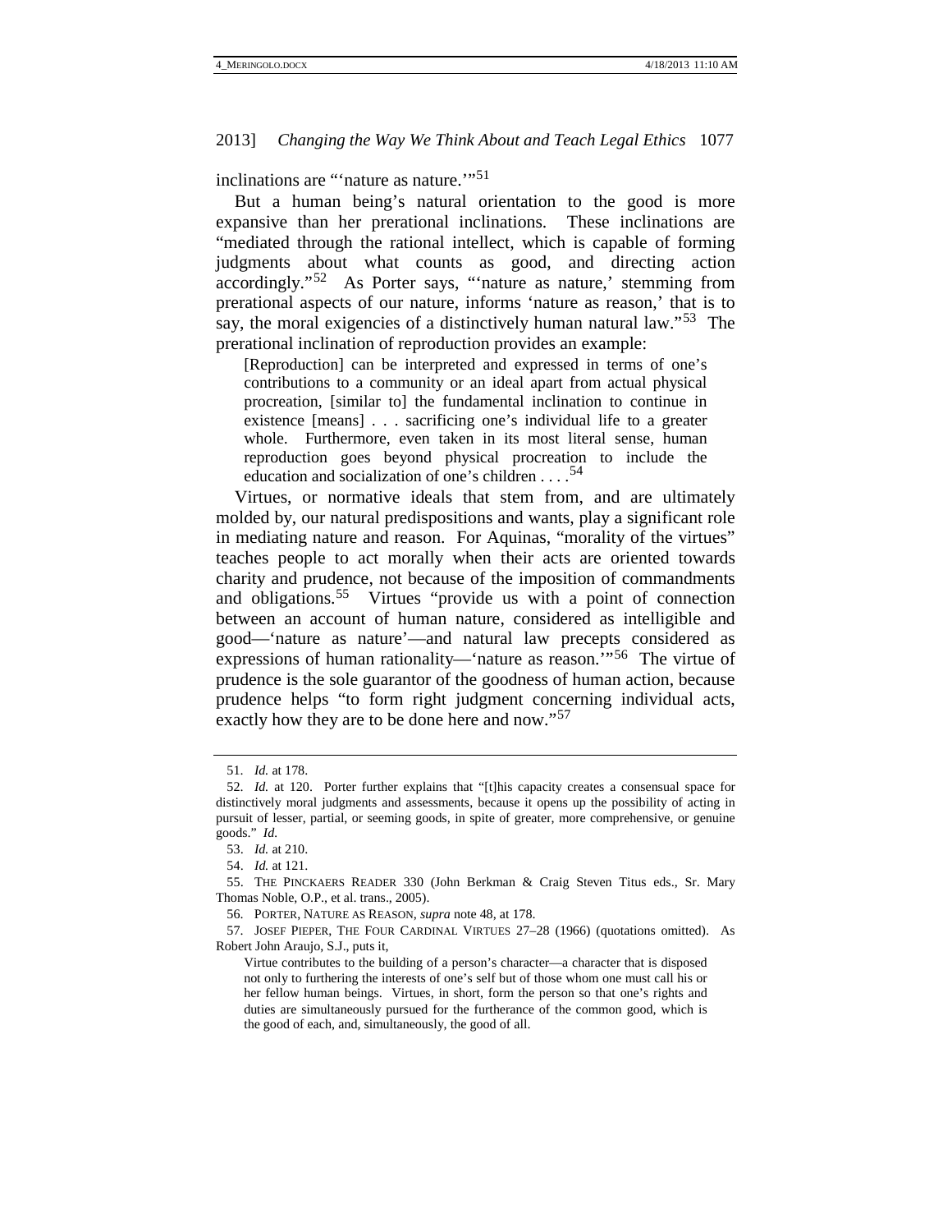inclinations are "'nature as nature.'"[51]

But a human being's natural orientation to the good is more expansive than her prerational inclinations. These inclinations are "mediated through the rational intellect, which is capable of forming judgments about what counts as good, and directing action accordingly."[52] As Porter says, "'nature as nature,' stemming from prerational aspects of our nature, informs 'nature as reason,' that is to say, the moral exigencies of a distinctively human natural law."[53] The prerational inclination of reproduction provides an example:

> [Reproduction] can be interpreted and expressed in terms of one's contributions to a community or an ideal apart from actual physical procreation, [similar to] the fundamental inclination to continue in existence [means] . . . sacrificing one's individual life to a greater whole. Furthermore, even taken in its most literal sense, human reproduction goes beyond physical procreation to include the education and socialization of one's children . . . .[54]

Virtues, or normative ideals that stem from, and are ultimately molded by, our natural predispositions and wants, play a significant role in mediating nature and reason. For Aquinas, "morality of the virtues" teaches people to act morally when their acts are oriented towards charity and prudence, not because of the imposition of commandments and obligations.[55] Virtues "provide us with a point of connection between an account of human nature, considered as intelligible and good—'nature as nature'—and natural law precepts considered as expressions of human rationality—'nature as reason.'"[56] The virtue of prudence is the sole guarantor of the goodness of human action, because prudence helps "to form right judgment concerning individual acts, exactly how they are to be done here and now."[57]

---

51. *Id.* at 178.

52. *Id.* at 120. Porter further explains that "[t]his capacity creates a consensual space for distinctively moral judgments and assessments, because it opens up the possibility of acting in pursuit of lesser, partial, or seeming goods, in spite of greater, more comprehensive, or genuine goods." *Id.*

53. *Id.* at 210.

54. *Id.* at 121.

55. THE PINCKAERS READER 330 (John Berkman & Craig Steven Titus eds., Sr. Mary Thomas Noble, O.P., et al. trans., 2005).

56. PORTER, NATURE AS REASON, *supra* note 48, at 178.

57. JOSEF PIEPER, THE FOUR CARDINAL VIRTUES 27–28 (1966) (quotations omitted). As Robert John Araujo, S.J., puts it,

> Virtue contributes to the building of a person's character—a character that is disposed not only to furthering the interests of one's self but of those whom one must call his or her fellow human beings. Virtues, in short, form the person so that one's rights and duties are simultaneously pursued for the furtherance of the common good, which is the good of each, and, simultaneously, the good of all.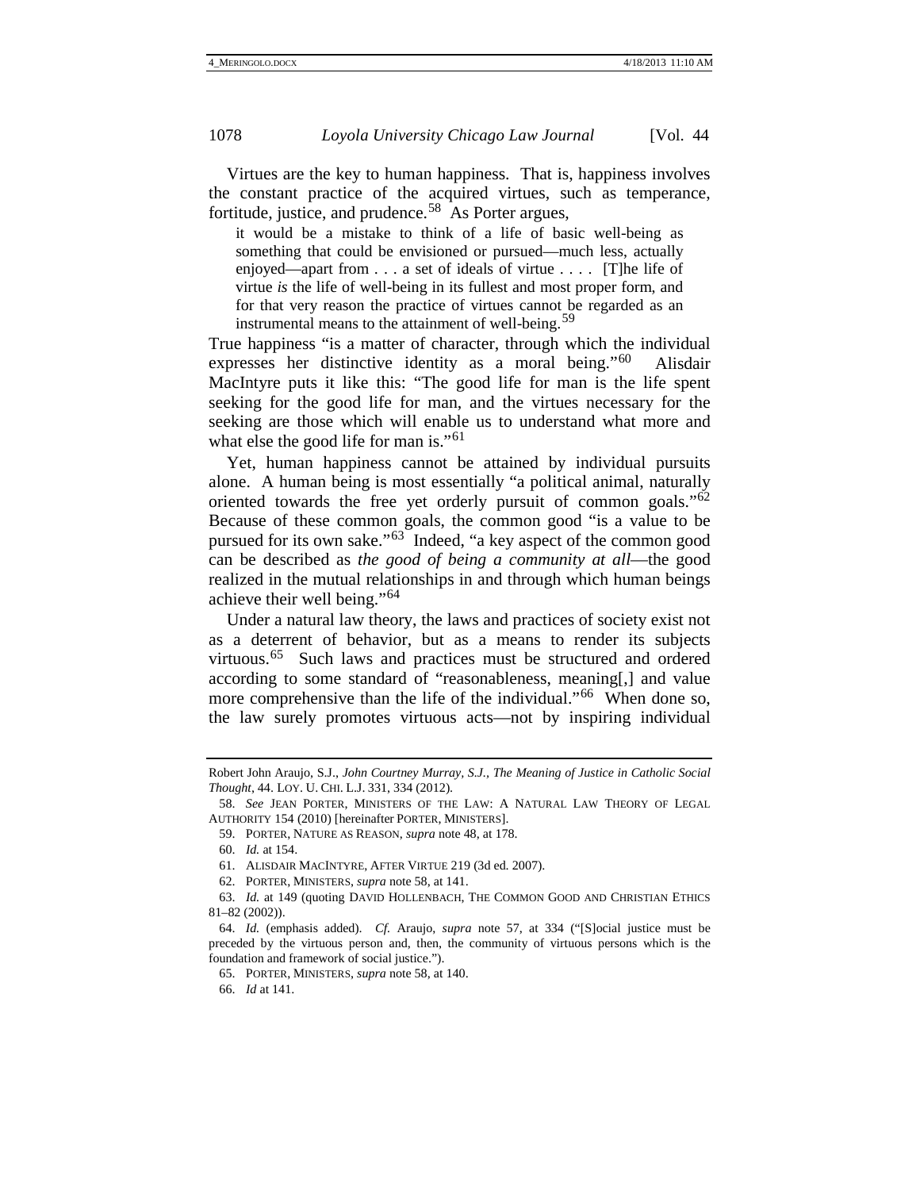Virtues are the key to human happiness. That is, happiness involves the constant practice of the acquired virtues, such as temperance, fortitude, justice, and prudence.[58] As Porter argues,

> it would be a mistake to think of a life of basic well-being as something that could be envisioned or pursued—much less, actually enjoyed—apart from . . . a set of ideals of virtue . . . . [T]he life of virtue *is* the life of well-being in its fullest and most proper form, and for that very reason the practice of virtues cannot be regarded as an instrumental means to the attainment of well-being.[59]

True happiness "is a matter of character, through which the individual expresses her distinctive identity as a moral being."[60] Alisdair MacIntyre puts it like this: "The good life for man is the life spent seeking for the good life for man, and the virtues necessary for the seeking are those which will enable us to understand what more and what else the good life for man is."[61]

Yet, human happiness cannot be attained by individual pursuits alone. A human being is most essentially "a political animal, naturally oriented towards the free yet orderly pursuit of common goals."[62] Because of these common goals, the common good "is a value to be pursued for its own sake."[63] Indeed, "a key aspect of the common good can be described as *the good of being a community at all*—the good realized in the mutual relationships in and through which human beings achieve their well being."[64]

Under a natural law theory, the laws and practices of society exist not as a deterrent of behavior, but as a means to render its subjects virtuous.[65] Such laws and practices must be structured and ordered according to some standard of "reasonableness, meaning[,] and value more comprehensive than the life of the individual."[66] When done so, the law surely promotes virtuous acts—not by inspiring individual

---

Robert John Araujo, S.J., *John Courtney Murray, S.J., The Meaning of Justice in Catholic Social Thought*, 44. LOY. U. CHI. L.J. 331, 334 (2012).

58. *See* JEAN PORTER, MINISTERS OF THE LAW: A NATURAL LAW THEORY OF LEGAL AUTHORITY 154 (2010) [hereinafter PORTER, MINISTERS].

59. PORTER, NATURE AS REASON, *supra* note 48, at 178.

60. *Id.* at 154.

61. ALISDAIR MACINTYRE, AFTER VIRTUE 219 (3d ed. 2007).

62. PORTER, MINISTERS, *supra* note 58, at 141.

63. *Id.* at 149 (quoting DAVID HOLLENBACH, THE COMMON GOOD AND CHRISTIAN ETHICS 81–82 (2002)).

64. *Id.* (emphasis added). *Cf.* Araujo, *supra* note 57, at 334 ("[S]ocial justice must be preceded by the virtuous person and, then, the community of virtuous persons which is the foundation and framework of social justice.").

65. PORTER, MINISTERS, *supra* note 58, at 140.

66. *Id* at 141.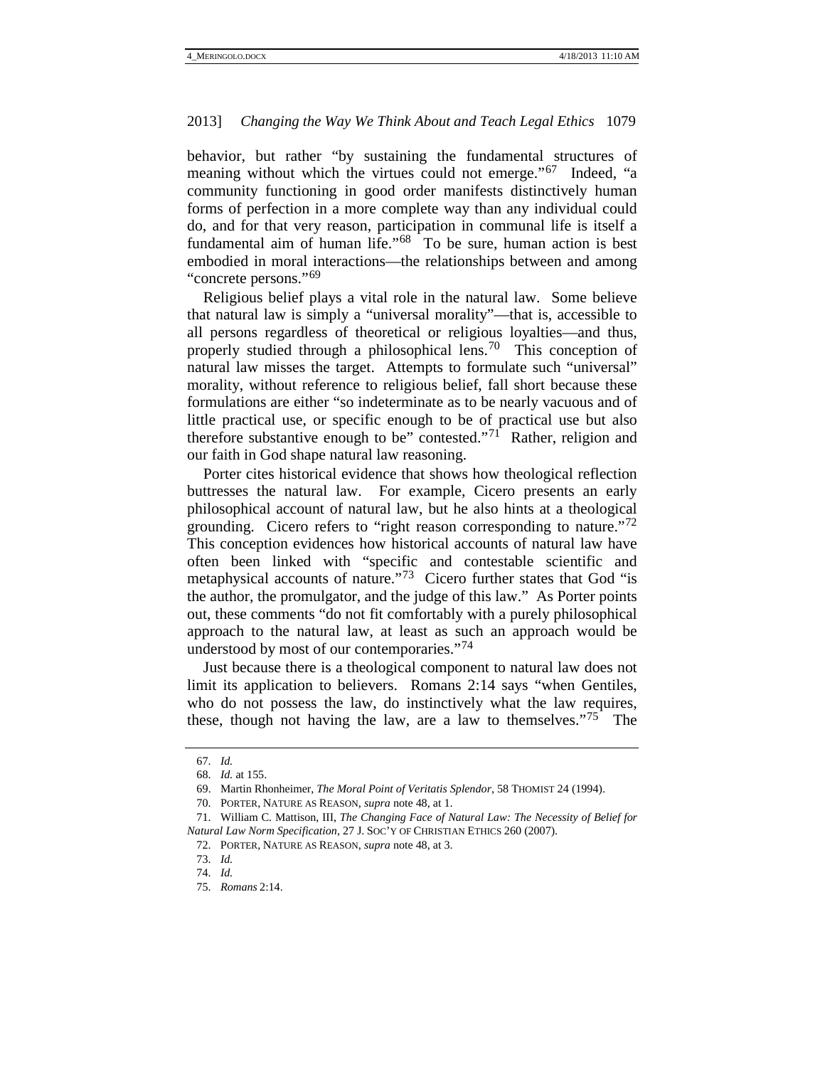behavior, but rather "by sustaining the fundamental structures of meaning without which the virtues could not emerge."[67] Indeed, "a community functioning in good order manifests distinctively human forms of perfection in a more complete way than any individual could do, and for that very reason, participation in communal life is itself a fundamental aim of human life."[68] To be sure, human action is best embodied in moral interactions—the relationships between and among "concrete persons."[69]

Religious belief plays a vital role in the natural law. Some believe that natural law is simply a "universal morality"—that is, accessible to all persons regardless of theoretical or religious loyalties—and thus, properly studied through a philosophical lens.[70] This conception of natural law misses the target. Attempts to formulate such "universal" morality, without reference to religious belief, fall short because these formulations are either "so indeterminate as to be nearly vacuous and of little practical use, or specific enough to be of practical use but also therefore substantive enough to be" contested."[71] Rather, religion and our faith in God shape natural law reasoning.

Porter cites historical evidence that shows how theological reflection buttresses the natural law. For example, Cicero presents an early philosophical account of natural law, but he also hints at a theological grounding. Cicero refers to "right reason corresponding to nature."[72] This conception evidences how historical accounts of natural law have often been linked with "specific and contestable scientific and metaphysical accounts of nature."[73] Cicero further states that God "is the author, the promulgator, and the judge of this law." As Porter points out, these comments "do not fit comfortably with a purely philosophical approach to the natural law, at least as such an approach would be understood by most of our contemporaries."[74]

Just because there is a theological component to natural law does not limit its application to believers. Romans 2:14 says "when Gentiles, who do not possess the law, do instinctively what the law requires, these, though not having the law, are a law to themselves."[75] The

---

67. *Id.*

68. *Id.* at 155.

69. Martin Rhonheimer, *The Moral Point of Veritatis Splendor*, 58 THOMIST 24 (1994).

70. PORTER, NATURE AS REASON, *supra* note 48, at 1.

71. William C. Mattison, III, *The Changing Face of Natural Law: The Necessity of Belief for Natural Law Norm Specification*, 27 J. SOC'Y OF CHRISTIAN ETHICS 260 (2007).

72. PORTER, NATURE AS REASON, *supra* note 48, at 3.

73. *Id.*

74. *Id.*

75. *Romans* 2:14.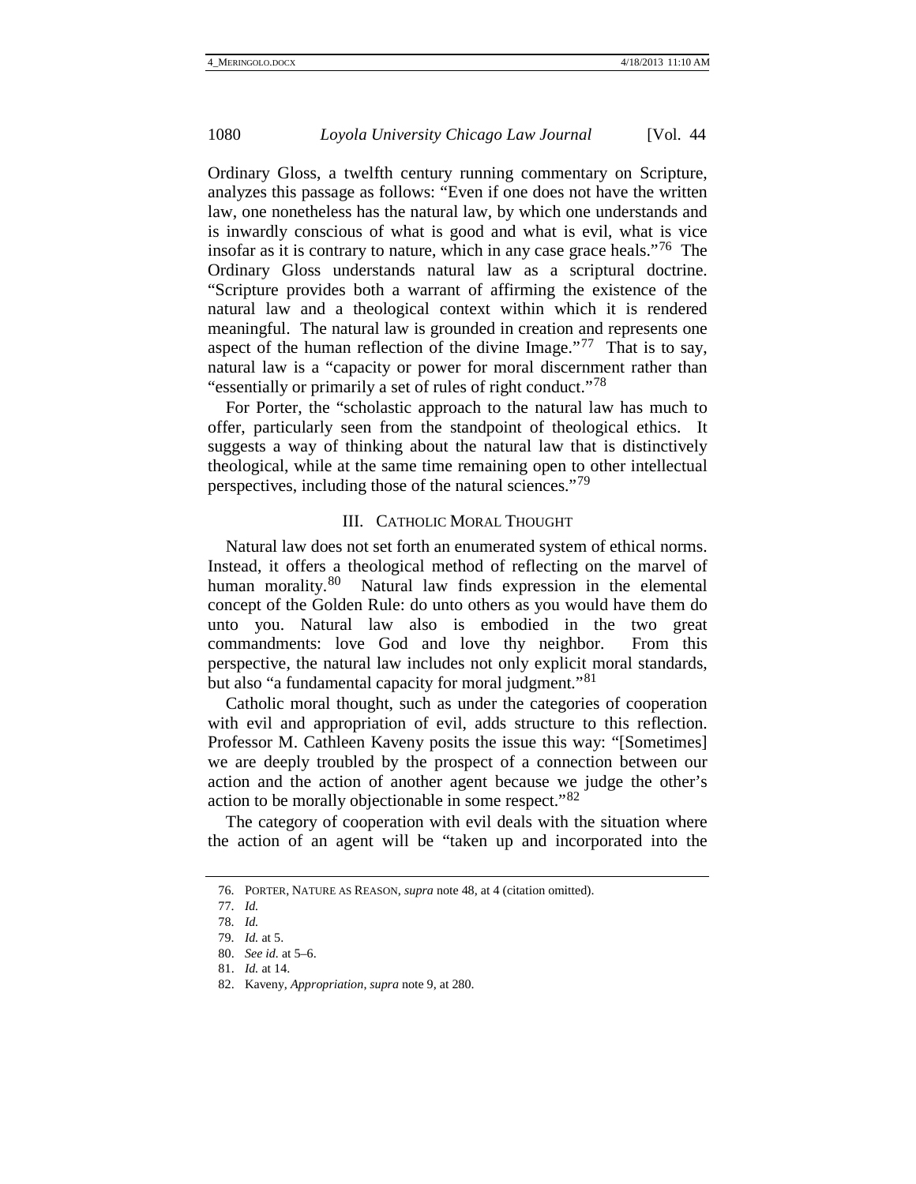Ordinary Gloss, a twelfth century running commentary on Scripture, analyzes this passage as follows: "Even if one does not have the written law, one nonetheless has the natural law, by which one understands and is inwardly conscious of what is good and what is evil, what is vice insofar as it is contrary to nature, which in any case grace heals."[76] The Ordinary Gloss understands natural law as a scriptural doctrine. "Scripture provides both a warrant of affirming the existence of the natural law and a theological context within which it is rendered meaningful. The natural law is grounded in creation and represents one aspect of the human reflection of the divine Image."[77] That is to say, natural law is a "capacity or power for moral discernment rather than "essentially or primarily a set of rules of right conduct."[78]

For Porter, the "scholastic approach to the natural law has much to offer, particularly seen from the standpoint of theological ethics. It suggests a way of thinking about the natural law that is distinctively theological, while at the same time remaining open to other intellectual perspectives, including those of the natural sciences."[79]

## III. CATHOLIC MORAL THOUGHT

Natural law does not set forth an enumerated system of ethical norms. Instead, it offers a theological method of reflecting on the marvel of human morality.[80] Natural law finds expression in the elemental concept of the Golden Rule: do unto others as you would have them do unto you. Natural law also is embodied in the two great commandments: love God and love thy neighbor. From this perspective, the natural law includes not only explicit moral standards, but also "a fundamental capacity for moral judgment."[81]

Catholic moral thought, such as under the categories of cooperation with evil and appropriation of evil, adds structure to this reflection. Professor M. Cathleen Kaveny posits the issue this way: "[Sometimes] we are deeply troubled by the prospect of a connection between our action and the action of another agent because we judge the other's action to be morally objectionable in some respect."[82]

The category of cooperation with evil deals with the situation where the action of an agent will be "taken up and incorporated into the

---

76. PORTER, NATURE AS REASON, *supra* note 48, at 4 (citation omitted).

77. *Id.*

78. *Id.*

79. *Id.* at 5.

80. *See id.* at 5–6.

81. *Id.* at 14.

82. Kaveny, *Appropriation*, *supra* note 9, at 280.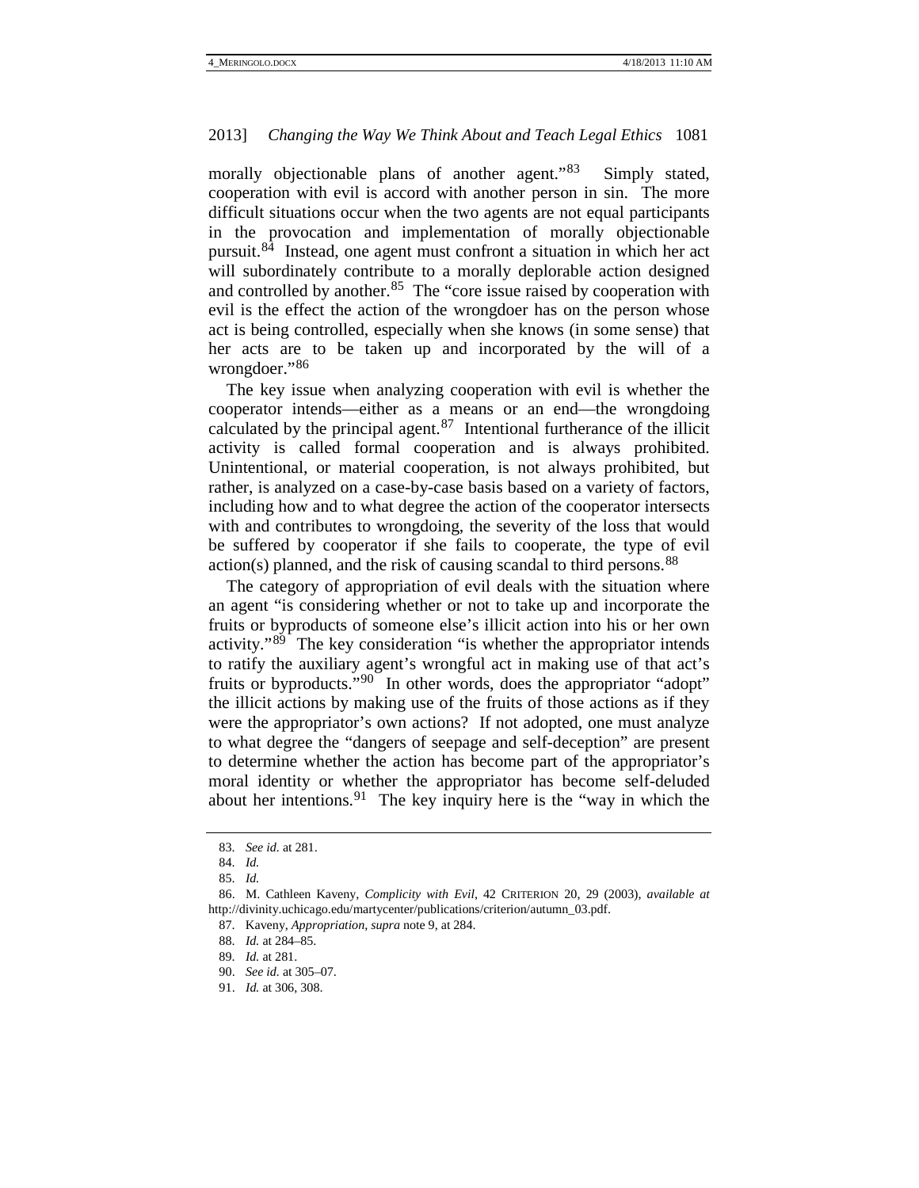morally objectionable plans of another agent."[83] Simply stated, cooperation with evil is accord with another person in sin. The more difficult situations occur when the two agents are not equal participants in the provocation and implementation of morally objectionable pursuit.[84] Instead, one agent must confront a situation in which her act will subordinately contribute to a morally deplorable action designed and controlled by another.[85] The "core issue raised by cooperation with evil is the effect the action of the wrongdoer has on the person whose act is being controlled, especially when she knows (in some sense) that her acts are to be taken up and incorporated by the will of a wrongdoer."[86]

The key issue when analyzing cooperation with evil is whether the cooperator intends—either as a means or an end—the wrongdoing calculated by the principal agent.[87] Intentional furtherance of the illicit activity is called formal cooperation and is always prohibited. Unintentional, or material cooperation, is not always prohibited, but rather, is analyzed on a case-by-case basis based on a variety of factors, including how and to what degree the action of the cooperator intersects with and contributes to wrongdoing, the severity of the loss that would be suffered by cooperator if she fails to cooperate, the type of evil action(s) planned, and the risk of causing scandal to third persons.[88]

The category of appropriation of evil deals with the situation where an agent "is considering whether or not to take up and incorporate the fruits or byproducts of someone else's illicit action into his or her own activity."[89] The key consideration "is whether the appropriator intends to ratify the auxiliary agent's wrongful act in making use of that act's fruits or byproducts."[90] In other words, does the appropriator "adopt" the illicit actions by making use of the fruits of those actions as if they were the appropriator's own actions? If not adopted, one must analyze to what degree the "dangers of seepage and self-deception" are present to determine whether the action has become part of the appropriator's moral identity or whether the appropriator has become self-deluded about her intentions.[91] The key inquiry here is the "way in which the

---

83. *See id.* at 281.

84. *Id.*

85. *Id.*

86. M. Cathleen Kaveny, *Complicity with Evil*, 42 CRITERION 20, 29 (2003), *available at* http://divinity.uchicago.edu/martycenter/publications/criterion/autumn_03.pdf.

87. Kaveny, *Appropriation*, *supra* note 9, at 284.

88. *Id.* at 284–85.

89. *Id.* at 281.

90. *See id.* at 305–07.

91. *Id.* at 306, 308.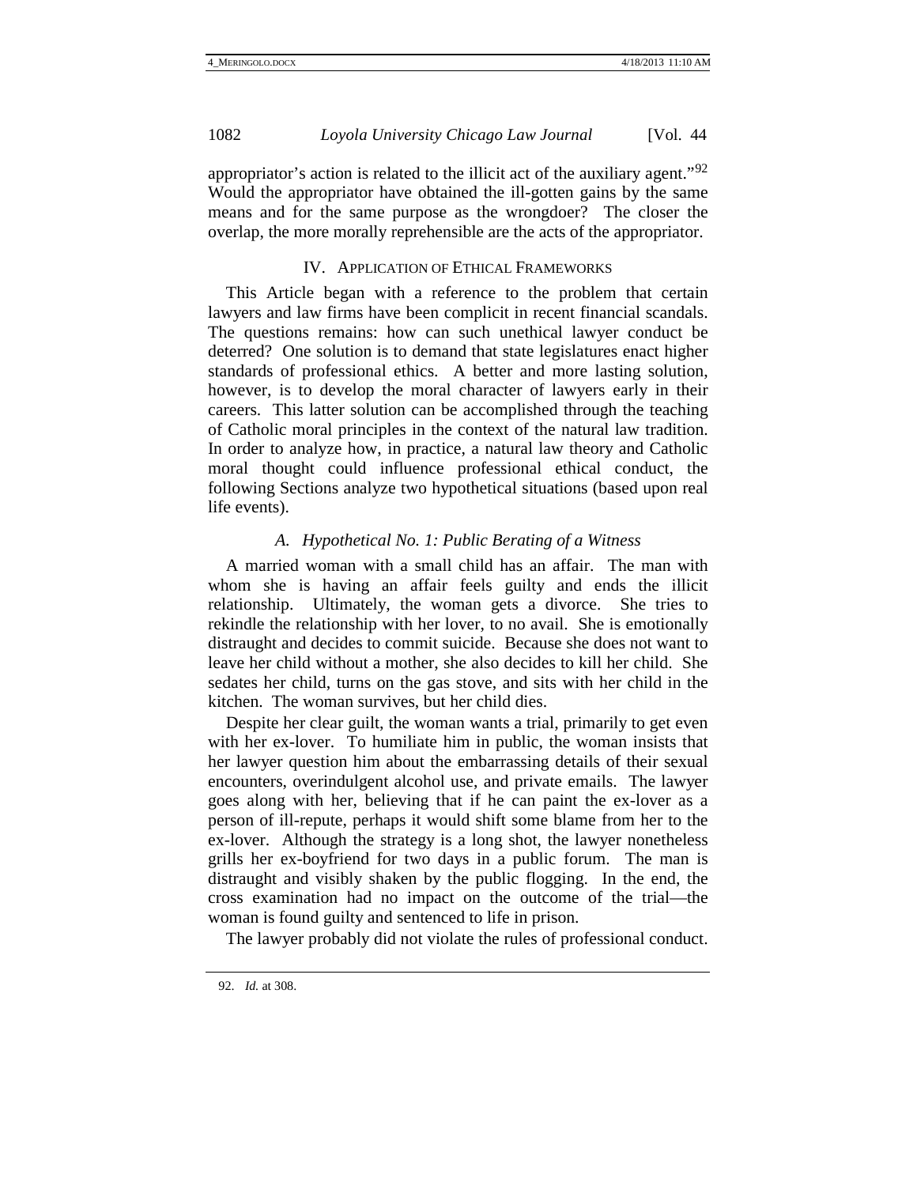appropriator's action is related to the illicit act of the auxiliary agent."[92] Would the appropriator have obtained the ill-gotten gains by the same means and for the same purpose as the wrongdoer? The closer the overlap, the more morally reprehensible are the acts of the appropriator.

## IV. Application of Ethical Frameworks

This Article began with a reference to the problem that certain lawyers and law firms have been complicit in recent financial scandals. The questions remains: how can such unethical lawyer conduct be deterred? One solution is to demand that state legislatures enact higher standards of professional ethics. A better and more lasting solution, however, is to develop the moral character of lawyers early in their careers. This latter solution can be accomplished through the teaching of Catholic moral principles in the context of the natural law tradition. In order to analyze how, in practice, a natural law theory and Catholic moral thought could influence professional ethical conduct, the following Sections analyze two hypothetical situations (based upon real life events).

### *A. Hypothetical No. 1: Public Berating of a Witness*

A married woman with a small child has an affair. The man with whom she is having an affair feels guilty and ends the illicit relationship. Ultimately, the woman gets a divorce. She tries to rekindle the relationship with her lover, to no avail. She is emotionally distraught and decides to commit suicide. Because she does not want to leave her child without a mother, she also decides to kill her child. She sedates her child, turns on the gas stove, and sits with her child in the kitchen. The woman survives, but her child dies.

Despite her clear guilt, the woman wants a trial, primarily to get even with her ex-lover. To humiliate him in public, the woman insists that her lawyer question him about the embarrassing details of their sexual encounters, overindulgent alcohol use, and private emails. The lawyer goes along with her, believing that if he can paint the ex-lover as a person of ill-repute, perhaps it would shift some blame from her to the ex-lover. Although the strategy is a long shot, the lawyer nonetheless grills her ex-boyfriend for two days in a public forum. The man is distraught and visibly shaken by the public flogging. In the end, the cross examination had no impact on the outcome of the trial—the woman is found guilty and sentenced to life in prison.

The lawyer probably did not violate the rules of professional conduct.

---

92. *Id.* at 308.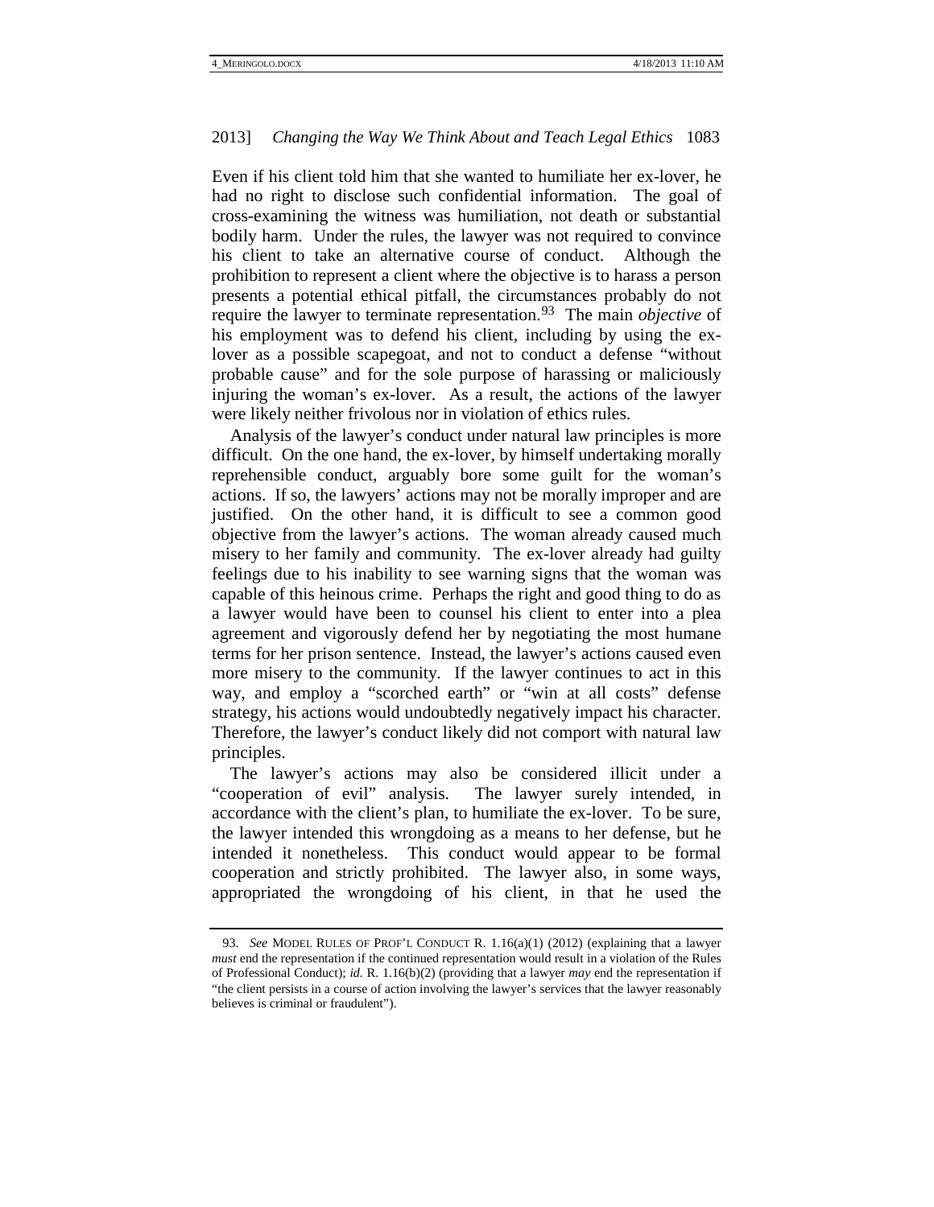Even if his client told him that she wanted to humiliate her ex-lover, he had no right to disclose such confidential information. The goal of cross-examining the witness was humiliation, not death or substantial bodily harm. Under the rules, the lawyer was not required to convince his client to take an alternative course of conduct. Although the prohibition to represent a client where the objective is to harass a person presents a potential ethical pitfall, the circumstances probably do not require the lawyer to terminate representation.[93] The main *objective* of his employment was to defend his client, including by using the ex-lover as a possible scapegoat, and not to conduct a defense "without probable cause" and for the sole purpose of harassing or maliciously injuring the woman's ex-lover. As a result, the actions of the lawyer were likely neither frivolous nor in violation of ethics rules.

Analysis of the lawyer's conduct under natural law principles is more difficult. On the one hand, the ex-lover, by himself undertaking morally reprehensible conduct, arguably bore some guilt for the woman's actions. If so, the lawyers' actions may not be morally improper and are justified. On the other hand, it is difficult to see a common good objective from the lawyer's actions. The woman already caused much misery to her family and community. The ex-lover already had guilty feelings due to his inability to see warning signs that the woman was capable of this heinous crime. Perhaps the right and good thing to do as a lawyer would have been to counsel his client to enter into a plea agreement and vigorously defend her by negotiating the most humane terms for her prison sentence. Instead, the lawyer's actions caused even more misery to the community. If the lawyer continues to act in this way, and employ a "scorched earth" or "win at all costs" defense strategy, his actions would undoubtedly negatively impact his character. Therefore, the lawyer's conduct likely did not comport with natural law principles.

The lawyer's actions may also be considered illicit under a "cooperation of evil" analysis. The lawyer surely intended, in accordance with the client's plan, to humiliate the ex-lover. To be sure, the lawyer intended this wrongdoing as a means to her defense, but he intended it nonetheless. This conduct would appear to be formal cooperation and strictly prohibited. The lawyer also, in some ways, appropriated the wrongdoing of his client, in that he used the

---

93. *See* MODEL RULES OF PROF'L CONDUCT R. 1.16(a)(1) (2012) (explaining that a lawyer *must* end the representation if the continued representation would result in a violation of the Rules of Professional Conduct); *id.* R. 1.16(b)(2) (providing that a lawyer *may* end the representation if "the client persists in a course of action involving the lawyer's services that the lawyer reasonably believes is criminal or fraudulent").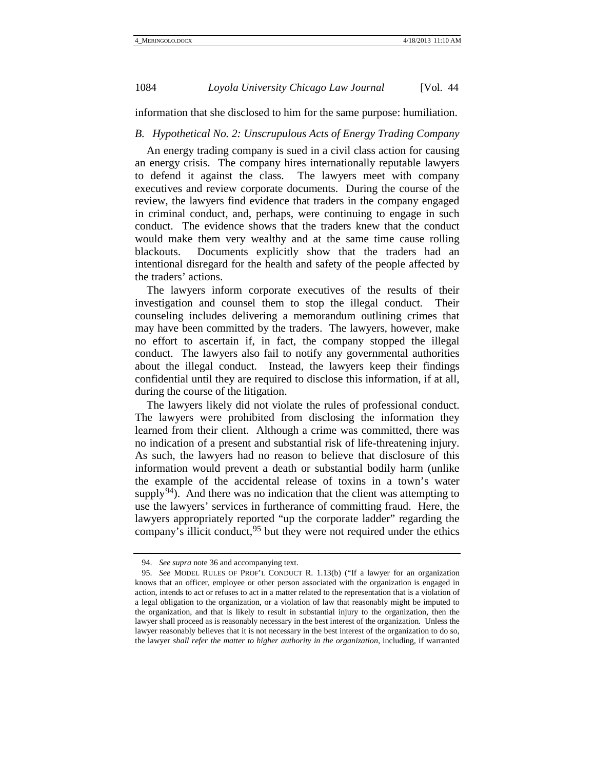information that she disclosed to him for the same purpose: humiliation.

### B. *Hypothetical No. 2: Unscrupulous Acts of Energy Trading Company*

An energy trading company is sued in a civil class action for causing an energy crisis. The company hires internationally reputable lawyers to defend it against the class. The lawyers meet with company executives and review corporate documents. During the course of the review, the lawyers find evidence that traders in the company engaged in criminal conduct, and, perhaps, were continuing to engage in such conduct. The evidence shows that the traders knew that the conduct would make them very wealthy and at the same time cause rolling blackouts. Documents explicitly show that the traders had an intentional disregard for the health and safety of the people affected by the traders' actions.

The lawyers inform corporate executives of the results of their investigation and counsel them to stop the illegal conduct. Their counseling includes delivering a memorandum outlining crimes that may have been committed by the traders. The lawyers, however, make no effort to ascertain if, in fact, the company stopped the illegal conduct. The lawyers also fail to notify any governmental authorities about the illegal conduct. Instead, the lawyers keep their findings confidential until they are required to disclose this information, if at all, during the course of the litigation.

The lawyers likely did not violate the rules of professional conduct. The lawyers were prohibited from disclosing the information they learned from their client. Although a crime was committed, there was no indication of a present and substantial risk of life-threatening injury. As such, the lawyers had no reason to believe that disclosure of this information would prevent a death or substantial bodily harm (unlike the example of the accidental release of toxins in a town's water supply[94]). And there was no indication that the client was attempting to use the lawyers' services in furtherance of committing fraud. Here, the lawyers appropriately reported "up the corporate ladder" regarding the company's illicit conduct,[95] but they were not required under the ethics

---

94. *See supra* note 36 and accompanying text.

95. *See* MODEL RULES OF PROF'L CONDUCT R. 1.13(b) ("If a lawyer for an organization knows that an officer, employee or other person associated with the organization is engaged in action, intends to act or refuses to act in a matter related to the representation that is a violation of a legal obligation to the organization, or a violation of law that reasonably might be imputed to the organization, and that is likely to result in substantial injury to the organization, then the lawyer shall proceed as is reasonably necessary in the best interest of the organization. Unless the lawyer reasonably believes that it is not necessary in the best interest of the organization to do so, the lawyer *shall refer the matter to higher authority in the organization*, including, if warranted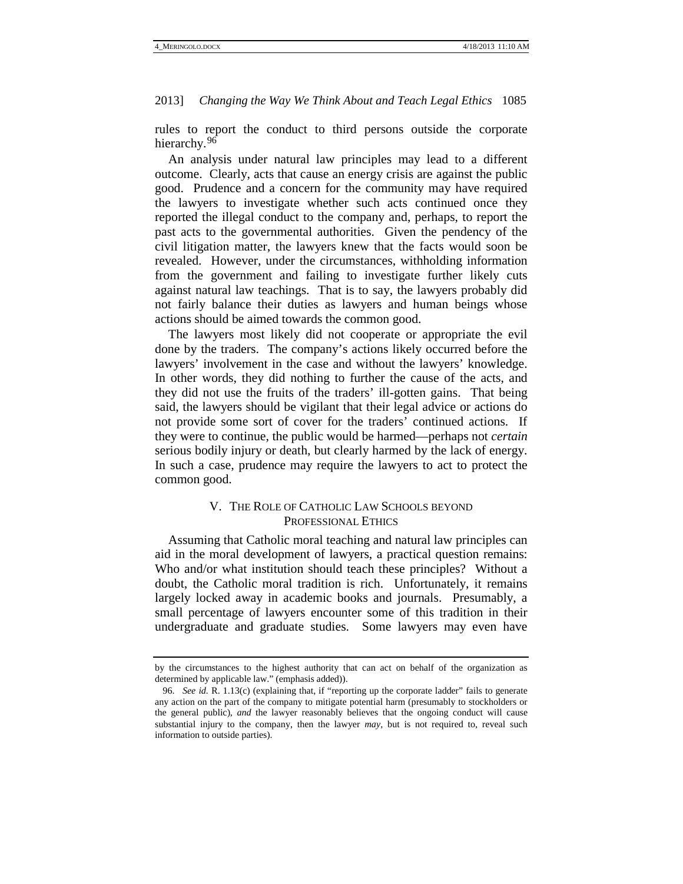rules to report the conduct to third persons outside the corporate hierarchy.[96]

An analysis under natural law principles may lead to a different outcome. Clearly, acts that cause an energy crisis are against the public good. Prudence and a concern for the community may have required the lawyers to investigate whether such acts continued once they reported the illegal conduct to the company and, perhaps, to report the past acts to the governmental authorities. Given the pendency of the civil litigation matter, the lawyers knew that the facts would soon be revealed. However, under the circumstances, withholding information from the government and failing to investigate further likely cuts against natural law teachings. That is to say, the lawyers probably did not fairly balance their duties as lawyers and human beings whose actions should be aimed towards the common good.

The lawyers most likely did not cooperate or appropriate the evil done by the traders. The company's actions likely occurred before the lawyers' involvement in the case and without the lawyers' knowledge. In other words, they did nothing to further the cause of the acts, and they did not use the fruits of the traders' ill-gotten gains. That being said, the lawyers should be vigilant that their legal advice or actions do not provide some sort of cover for the traders' continued actions. If they were to continue, the public would be harmed—perhaps not *certain* serious bodily injury or death, but clearly harmed by the lack of energy. In such a case, prudence may require the lawyers to act to protect the common good.

## V. THE ROLE OF CATHOLIC LAW SCHOOLS BEYOND PROFESSIONAL ETHICS

Assuming that Catholic moral teaching and natural law principles can aid in the moral development of lawyers, a practical question remains: Who and/or what institution should teach these principles? Without a doubt, the Catholic moral tradition is rich. Unfortunately, it remains largely locked away in academic books and journals. Presumably, a small percentage of lawyers encounter some of this tradition in their undergraduate and graduate studies. Some lawyers may even have

---

by the circumstances to the highest authority that can act on behalf of the organization as determined by applicable law." (emphasis added)).

96. *See id.* R. 1.13(c) (explaining that, if "reporting up the corporate ladder" fails to generate any action on the part of the company to mitigate potential harm (presumably to stockholders or the general public), *and* the lawyer reasonably believes that the ongoing conduct will cause substantial injury to the company, then the lawyer *may*, but is not required to, reveal such information to outside parties).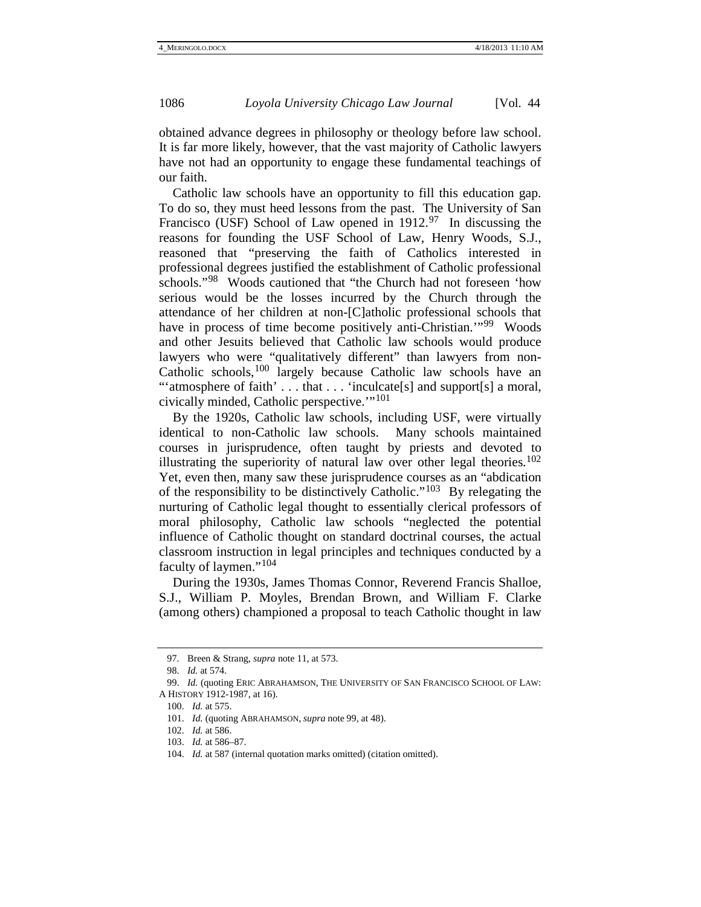obtained advance degrees in philosophy or theology before law school. It is far more likely, however, that the vast majority of Catholic lawyers have not had an opportunity to engage these fundamental teachings of our faith.

Catholic law schools have an opportunity to fill this education gap. To do so, they must heed lessons from the past. The University of San Francisco (USF) School of Law opened in 1912.[97] In discussing the reasons for founding the USF School of Law, Henry Woods, S.J., reasoned that "preserving the faith of Catholics interested in professional degrees justified the establishment of Catholic professional schools."[98] Woods cautioned that "the Church had not foreseen 'how serious would be the losses incurred by the Church through the attendance of her children at non-[C]atholic professional schools that have in process of time become positively anti-Christian.'"[99] Woods and other Jesuits believed that Catholic law schools would produce lawyers who were "qualitatively different" than lawyers from non-Catholic schools,[100] largely because Catholic law schools have an "'atmosphere of faith' . . . that . . . 'inculcate[s] and support[s] a moral, civically minded, Catholic perspective.'"[101]

By the 1920s, Catholic law schools, including USF, were virtually identical to non-Catholic law schools. Many schools maintained courses in jurisprudence, often taught by priests and devoted to illustrating the superiority of natural law over other legal theories.[102] Yet, even then, many saw these jurisprudence courses as an "abdication of the responsibility to be distinctively Catholic."[103] By relegating the nurturing of Catholic legal thought to essentially clerical professors of moral philosophy, Catholic law schools "neglected the potential influence of Catholic thought on standard doctrinal courses, the actual classroom instruction in legal principles and techniques conducted by a faculty of laymen."[104]

During the 1930s, James Thomas Connor, Reverend Francis Shalloe, S.J., William P. Moyles, Brendan Brown, and William F. Clarke (among others) championed a proposal to teach Catholic thought in law

---

97. Breen & Strang, *supra* note 11, at 573.

98. *Id.* at 574.

99. *Id.* (quoting ERIC ABRAHAMSON, THE UNIVERSITY OF SAN FRANCISCO SCHOOL OF LAW: A HISTORY 1912-1987, at 16).

100. *Id.* at 575.

101. *Id.* (quoting ABRAHAMSON, *supra* note 99, at 48).

102. *Id.* at 586.

103. *Id.* at 586–87.

104. *Id.* at 587 (internal quotation marks omitted) (citation omitted).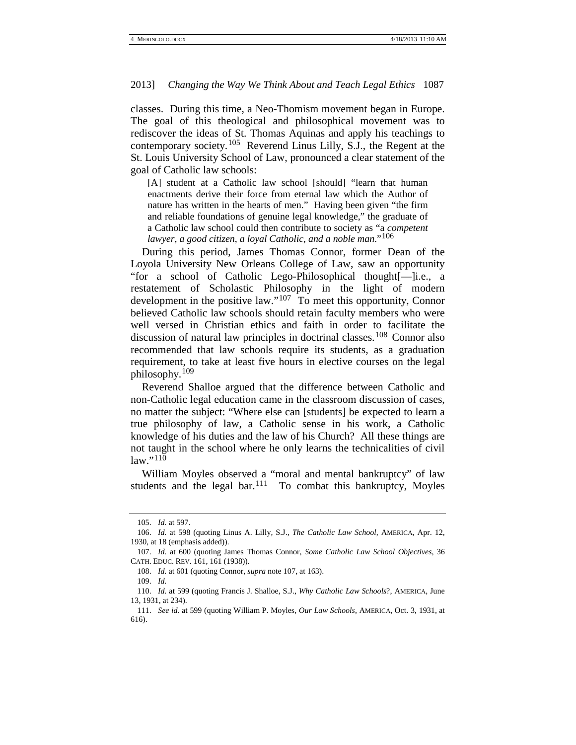classes. During this time, a Neo-Thomism movement began in Europe. The goal of this theological and philosophical movement was to rediscover the ideas of St. Thomas Aquinas and apply his teachings to contemporary society.[105] Reverend Linus Lilly, S.J., the Regent at the St. Louis University School of Law, pronounced a clear statement of the goal of Catholic law schools:

> [A] student at a Catholic law school [should] "learn that human enactments derive their force from eternal law which the Author of nature has written in the hearts of men." Having been given "the firm and reliable foundations of genuine legal knowledge," the graduate of a Catholic law school could then contribute to society as "a *competent lawyer, a good citizen, a loyal Catholic, and a noble man*."[106]

During this period, James Thomas Connor, former Dean of the Loyola University New Orleans College of Law, saw an opportunity "for a school of Catholic Lego-Philosophical thought[—]i.e., a restatement of Scholastic Philosophy in the light of modern development in the positive law."[107] To meet this opportunity, Connor believed Catholic law schools should retain faculty members who were well versed in Christian ethics and faith in order to facilitate the discussion of natural law principles in doctrinal classes.[108] Connor also recommended that law schools require its students, as a graduation requirement, to take at least five hours in elective courses on the legal philosophy.[109]

Reverend Shalloe argued that the difference between Catholic and non-Catholic legal education came in the classroom discussion of cases, no matter the subject: "Where else can [students] be expected to learn a true philosophy of law, a Catholic sense in his work, a Catholic knowledge of his duties and the law of his Church? All these things are not taught in the school where he only learns the technicalities of civil law."[110]

William Moyles observed a "moral and mental bankruptcy" of law students and the legal bar.[111] To combat this bankruptcy, Moyles

---

105. *Id.* at 597.

106. *Id.* at 598 (quoting Linus A. Lilly, S.J., *The Catholic Law School*, AMERICA, Apr. 12, 1930, at 18 (emphasis added)).

107. *Id.* at 600 (quoting James Thomas Connor, *Some Catholic Law School Objectives*, 36 CATH. EDUC. REV. 161, 161 (1938)).

108. *Id.* at 601 (quoting Connor, *supra* note 107, at 163).

109. *Id.*

110. *Id.* at 599 (quoting Francis J. Shalloe, S.J., *Why Catholic Law Schools*?, AMERICA, June 13, 1931, at 234).

111. *See id.* at 599 (quoting William P. Moyles, *Our Law Schools*, AMERICA, Oct. 3, 1931, at 616).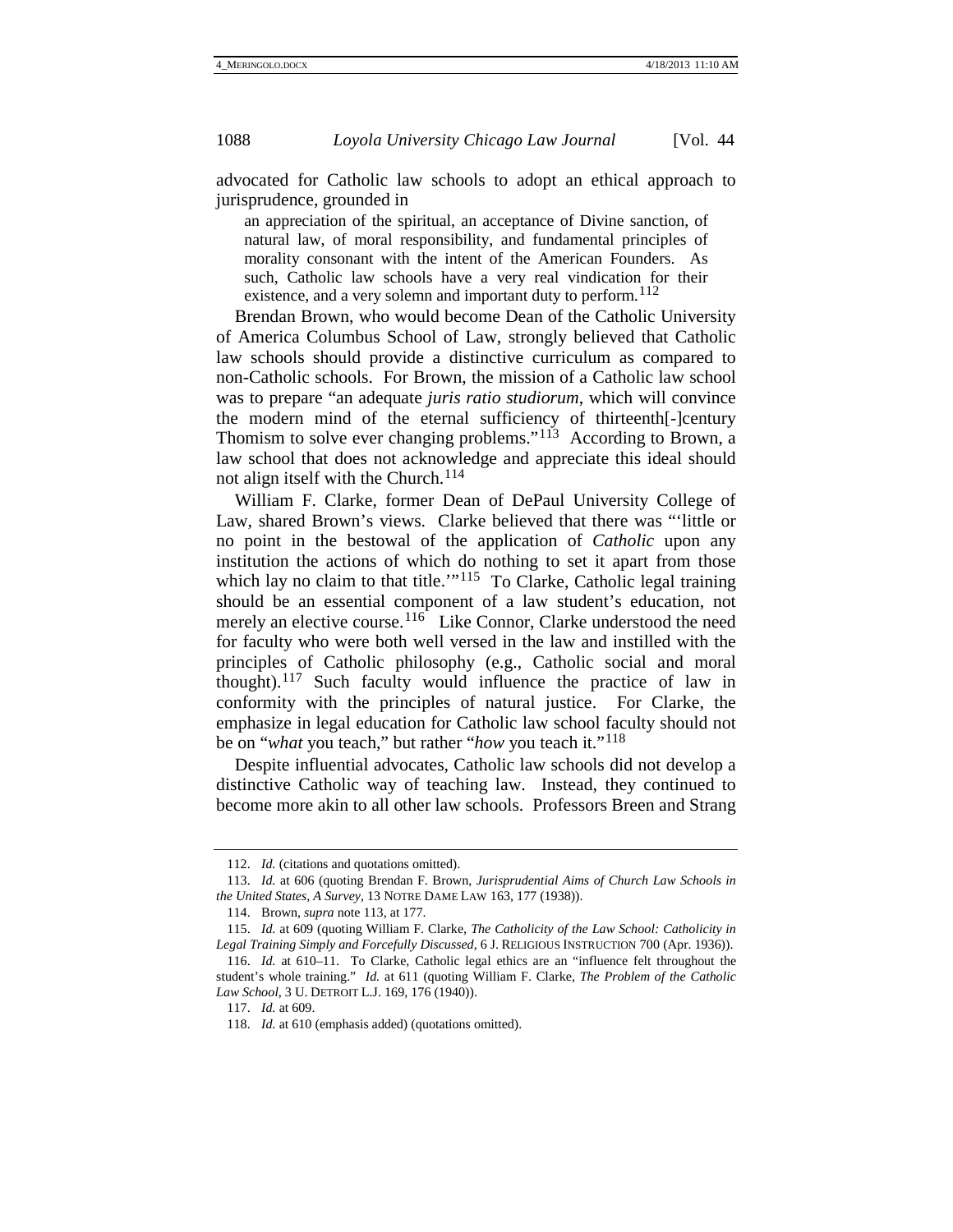advocated for Catholic law schools to adopt an ethical approach to jurisprudence, grounded in

> an appreciation of the spiritual, an acceptance of Divine sanction, of natural law, of moral responsibility, and fundamental principles of morality consonant with the intent of the American Founders. As such, Catholic law schools have a very real vindication for their existence, and a very solemn and important duty to perform.[112]

Brendan Brown, who would become Dean of the Catholic University of America Columbus School of Law, strongly believed that Catholic law schools should provide a distinctive curriculum as compared to non-Catholic schools. For Brown, the mission of a Catholic law school was to prepare "an adequate *juris ratio studiorum*, which will convince the modern mind of the eternal sufficiency of thirteenth[-]century Thomism to solve ever changing problems."[113] According to Brown, a law school that does not acknowledge and appreciate this ideal should not align itself with the Church.[114]

William F. Clarke, former Dean of DePaul University College of Law, shared Brown's views. Clarke believed that there was "'little or no point in the bestowal of the application of *Catholic* upon any institution the actions of which do nothing to set it apart from those which lay no claim to that title.'"[115] To Clarke, Catholic legal training should be an essential component of a law student's education, not merely an elective course.[116] Like Connor, Clarke understood the need for faculty who were both well versed in the law and instilled with the principles of Catholic philosophy (e.g., Catholic social and moral thought).[117] Such faculty would influence the practice of law in conformity with the principles of natural justice. For Clarke, the emphasize in legal education for Catholic law school faculty should not be on "*what* you teach," but rather "*how* you teach it."[118]

Despite influential advocates, Catholic law schools did not develop a distinctive Catholic way of teaching law. Instead, they continued to become more akin to all other law schools. Professors Breen and Strang

---

112. *Id.* (citations and quotations omitted).

113. *Id.* at 606 (quoting Brendan F. Brown, *Jurisprudential Aims of Church Law Schools in the United States, A Survey*, 13 NOTRE DAME LAW 163, 177 (1938)).

114. Brown, *supra* note 113, at 177.

115. *Id.* at 609 (quoting William F. Clarke, *The Catholicity of the Law School: Catholicity in Legal Training Simply and Forcefully Discussed*, 6 J. RELIGIOUS INSTRUCTION 700 (Apr. 1936)).

116. *Id.* at 610–11. To Clarke, Catholic legal ethics are an "influence felt throughout the student's whole training." *Id.* at 611 (quoting William F. Clarke, *The Problem of the Catholic Law School*, 3 U. DETROIT L.J. 169, 176 (1940)).

117. *Id.* at 609.

118. *Id.* at 610 (emphasis added) (quotations omitted).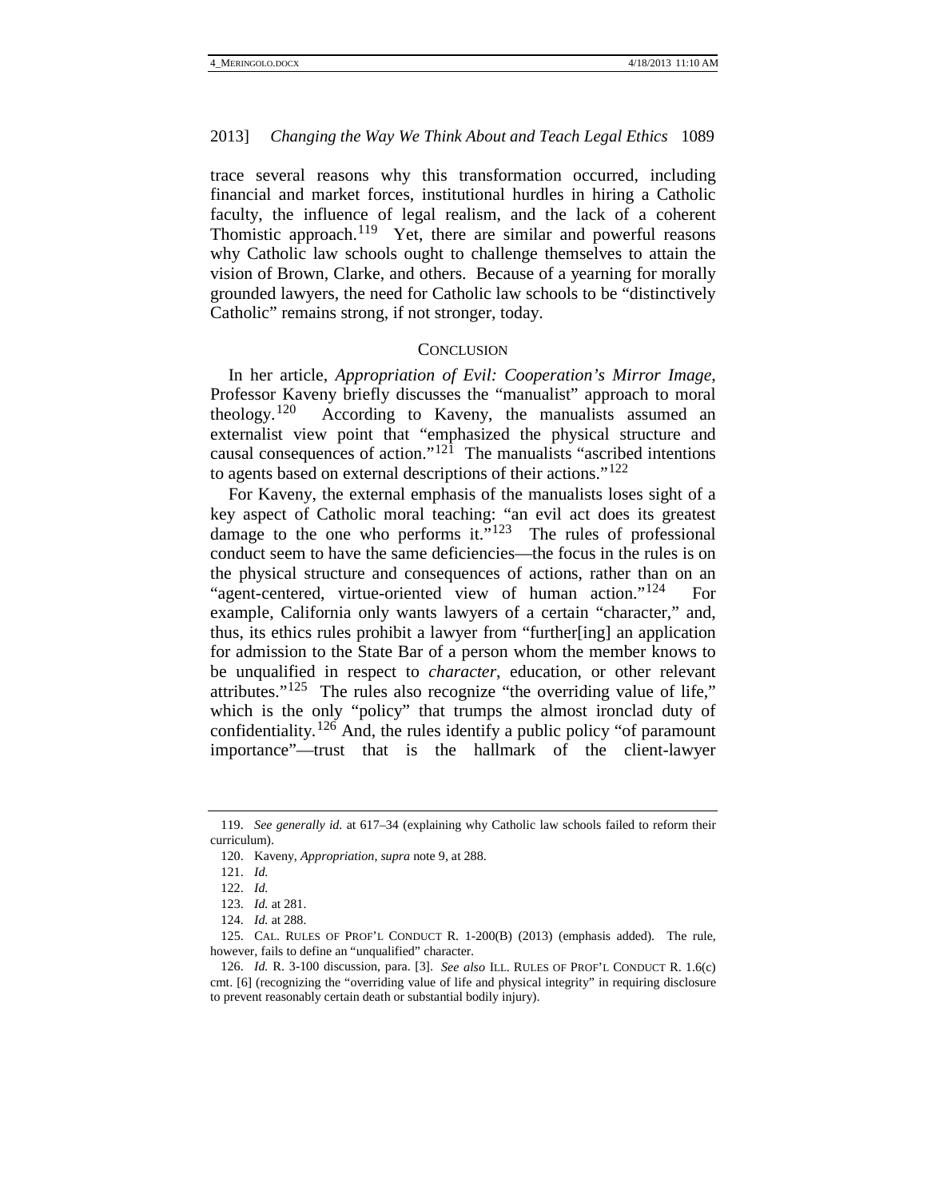trace several reasons why this transformation occurred, including financial and market forces, institutional hurdles in hiring a Catholic faculty, the influence of legal realism, and the lack of a coherent Thomistic approach.[119] Yet, there are similar and powerful reasons why Catholic law schools ought to challenge themselves to attain the vision of Brown, Clarke, and others. Because of a yearning for morally grounded lawyers, the need for Catholic law schools to be "distinctively Catholic" remains strong, if not stronger, today.

## CONCLUSION

In her article, *Appropriation of Evil: Cooperation's Mirror Image*, Professor Kaveny briefly discusses the "manualist" approach to moral theology.[120] According to Kaveny, the manualists assumed an externalist view point that "emphasized the physical structure and causal consequences of action."[121] The manualists "ascribed intentions to agents based on external descriptions of their actions."[122]

For Kaveny, the external emphasis of the manualists loses sight of a key aspect of Catholic moral teaching: "an evil act does its greatest damage to the one who performs it."[123] The rules of professional conduct seem to have the same deficiencies—the focus in the rules is on the physical structure and consequences of actions, rather than on an "agent-centered, virtue-oriented view of human action."[124] For example, California only wants lawyers of a certain "character," and, thus, its ethics rules prohibit a lawyer from "further[ing] an application for admission to the State Bar of a person whom the member knows to be unqualified in respect to *character*, education, or other relevant attributes."[125] The rules also recognize "the overriding value of life," which is the only "policy" that trumps the almost ironclad duty of confidentiality.[126] And, the rules identify a public policy "of paramount importance"—trust that is the hallmark of the client-lawyer

---

119. *See generally id.* at 617–34 (explaining why Catholic law schools failed to reform their curriculum).

120. Kaveny, *Appropriation*, *supra* note 9, at 288.

121. *Id.*

122. *Id.*

123. *Id.* at 281.

124. *Id.* at 288.

125. CAL. RULES OF PROF'L CONDUCT R. 1-200(B) (2013) (emphasis added). The rule, however, fails to define an "unqualified" character.

126. *Id.* R. 3-100 discussion, para. [3]. *See also* ILL. RULES OF PROF'L CONDUCT R. 1.6(c) cmt. [6] (recognizing the "overriding value of life and physical integrity" in requiring disclosure to prevent reasonably certain death or substantial bodily injury).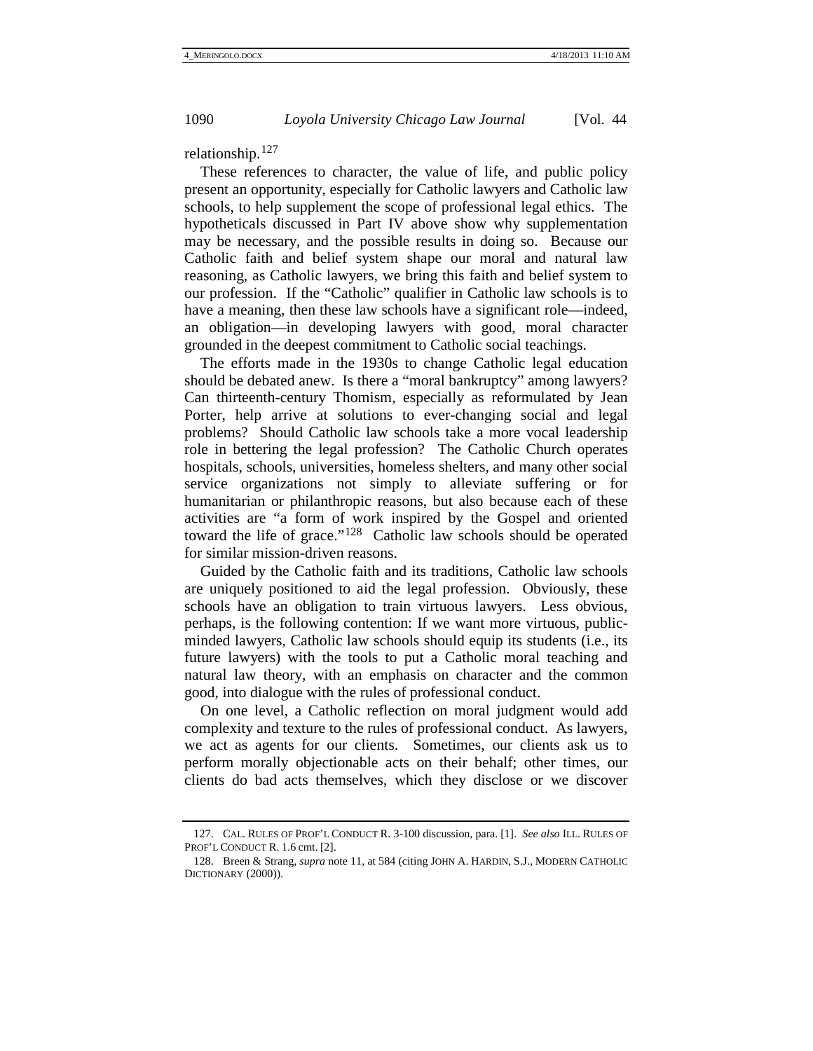relationship.[127]

These references to character, the value of life, and public policy present an opportunity, especially for Catholic lawyers and Catholic law schools, to help supplement the scope of professional legal ethics. The hypotheticals discussed in Part IV above show why supplementation may be necessary, and the possible results in doing so. Because our Catholic faith and belief system shape our moral and natural law reasoning, as Catholic lawyers, we bring this faith and belief system to our profession. If the "Catholic" qualifier in Catholic law schools is to have a meaning, then these law schools have a significant role—indeed, an obligation—in developing lawyers with good, moral character grounded in the deepest commitment to Catholic social teachings.

The efforts made in the 1930s to change Catholic legal education should be debated anew. Is there a "moral bankruptcy" among lawyers? Can thirteenth-century Thomism, especially as reformulated by Jean Porter, help arrive at solutions to ever-changing social and legal problems? Should Catholic law schools take a more vocal leadership role in bettering the legal profession? The Catholic Church operates hospitals, schools, universities, homeless shelters, and many other social service organizations not simply to alleviate suffering or for humanitarian or philanthropic reasons, but also because each of these activities are "a form of work inspired by the Gospel and oriented toward the life of grace."[128] Catholic law schools should be operated for similar mission-driven reasons.

Guided by the Catholic faith and its traditions, Catholic law schools are uniquely positioned to aid the legal profession. Obviously, these schools have an obligation to train virtuous lawyers. Less obvious, perhaps, is the following contention: If we want more virtuous, public-minded lawyers, Catholic law schools should equip its students (i.e., its future lawyers) with the tools to put a Catholic moral teaching and natural law theory, with an emphasis on character and the common good, into dialogue with the rules of professional conduct.

On one level, a Catholic reflection on moral judgment would add complexity and texture to the rules of professional conduct. As lawyers, we act as agents for our clients. Sometimes, our clients ask us to perform morally objectionable acts on their behalf; other times, our clients do bad acts themselves, which they disclose or we discover

---

127. CAL. RULES OF PROF'L CONDUCT R. 3-100 discussion, para. [1]. *See also* ILL. RULES OF PROF'L CONDUCT R. 1.6 cmt. [2].

128. Breen & Strang, *supra* note 11, at 584 (citing JOHN A. HARDIN, S.J., MODERN CATHOLIC DICTIONARY (2000)).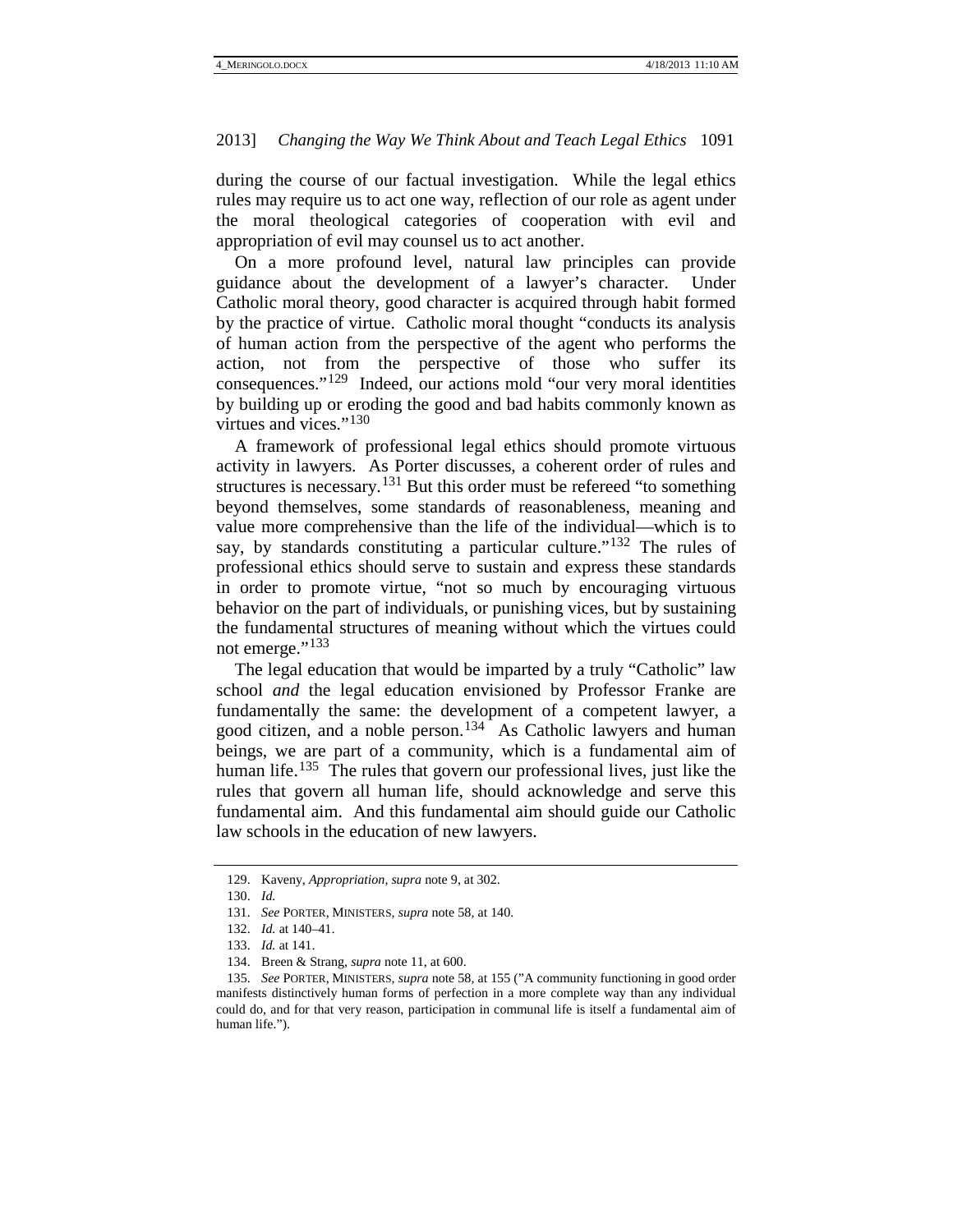during the course of our factual investigation. While the legal ethics rules may require us to act one way, reflection of our role as agent under the moral theological categories of cooperation with evil and appropriation of evil may counsel us to act another.

On a more profound level, natural law principles can provide guidance about the development of a lawyer's character. Under Catholic moral theory, good character is acquired through habit formed by the practice of virtue. Catholic moral thought "conducts its analysis of human action from the perspective of the agent who performs the action, not from the perspective of those who suffer its consequences."[129] Indeed, our actions mold "our very moral identities by building up or eroding the good and bad habits commonly known as virtues and vices."[130]

A framework of professional legal ethics should promote virtuous activity in lawyers. As Porter discusses, a coherent order of rules and structures is necessary.[131] But this order must be refereed "to something beyond themselves, some standards of reasonableness, meaning and value more comprehensive than the life of the individual—which is to say, by standards constituting a particular culture."[132] The rules of professional ethics should serve to sustain and express these standards in order to promote virtue, "not so much by encouraging virtuous behavior on the part of individuals, or punishing vices, but by sustaining the fundamental structures of meaning without which the virtues could not emerge."[133]

The legal education that would be imparted by a truly "Catholic" law school *and* the legal education envisioned by Professor Franke are fundamentally the same: the development of a competent lawyer, a good citizen, and a noble person.[134] As Catholic lawyers and human beings, we are part of a community, which is a fundamental aim of human life.[135] The rules that govern our professional lives, just like the rules that govern all human life, should acknowledge and serve this fundamental aim. And this fundamental aim should guide our Catholic law schools in the education of new lawyers.

---

129. Kaveny, *Appropriation*, *supra* note 9, at 302.

130. *Id.*

131. *See* PORTER, MINISTERS, *supra* note 58, at 140.

132. *Id.* at 140–41.

133. *Id.* at 141.

134. Breen & Strang, *supra* note 11, at 600.

135. *See* PORTER, MINISTERS, *supra* note 58, at 155 ("A community functioning in good order manifests distinctively human forms of perfection in a more complete way than any individual could do, and for that very reason, participation in communal life is itself a fundamental aim of human life.").